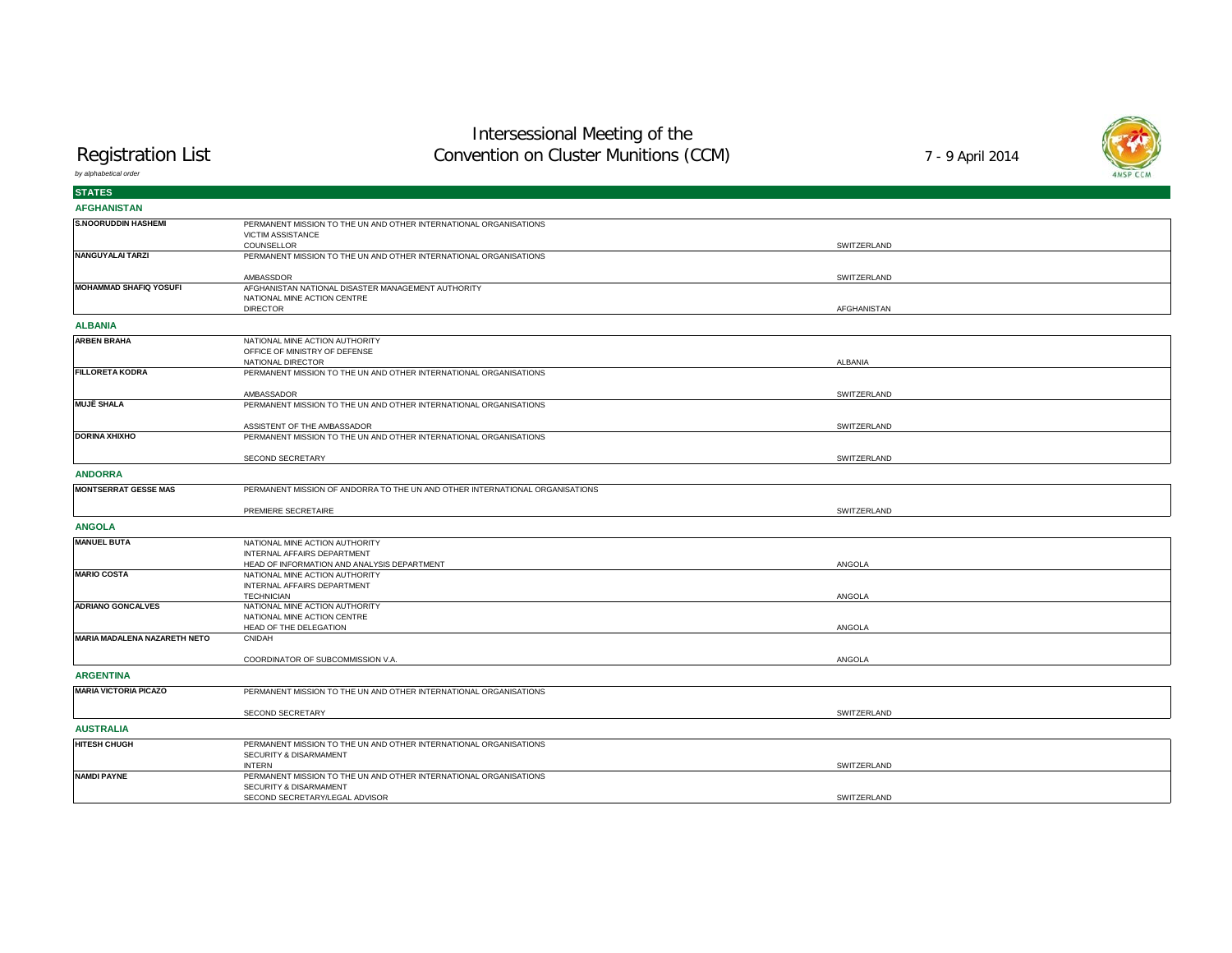# Registration List

*by alphabetical order*

## Intersessional Meeting of the Convention on Cluster Munitions (CCM)

7 - 9 April 2014

## STATES

### AFGHANISTAN

| Name | Organisation / Department / Function | Country |
|---|---|---|
| **S.NOORUDDIN HASHEMI** | PERMANENT MISSION TO THE UN AND OTHER INTERNATIONAL ORGANISATIONS<br>VICTIM ASSISTANCE<br>COUNSELLOR | SWITZERLAND |
| **NANGUYALAI TARZI** | PERMANENT MISSION TO THE UN AND OTHER INTERNATIONAL ORGANISATIONS<br><br>AMBASSDOR | SWITZERLAND |
| **MOHAMMAD SHAFIQ YOSUFI** | AFGHANISTAN NATIONAL DISASTER MANAGEMENT AUTHORITY<br>NATIONAL MINE ACTION CENTRE<br>DIRECTOR | AFGHANISTAN |

### ALBANIA

| Name | Organisation / Department / Function | Country |
|---|---|---|
| **ARBEN BRAHA** | NATIONAL MINE ACTION AUTHORITY<br>OFFICE OF MINISTRY OF DEFENSE<br>NATIONAL DIRECTOR | ALBANIA |
| **FILLORETA KODRA** | PERMANENT MISSION TO THE UN AND OTHER INTERNATIONAL ORGANISATIONS<br><br>AMBASSADOR | SWITZERLAND |
| **MUJË SHALA** | PERMANENT MISSION TO THE UN AND OTHER INTERNATIONAL ORGANISATIONS<br><br>ASSISTENT OF THE AMBASSADOR | SWITZERLAND |
| **DORINA XHIXHO** | PERMANENT MISSION TO THE UN AND OTHER INTERNATIONAL ORGANISATIONS<br><br>SECOND SECRETARY | SWITZERLAND |

### ANDORRA

| Name | Organisation / Department / Function | Country |
|---|---|---|
| **MONTSERRAT GESSE MAS** | PERMANENT MISSION OF ANDORRA TO THE UN AND OTHER INTERNATIONAL ORGANISATIONS<br><br>PREMIERE SECRETAIRE | SWITZERLAND |

### ANGOLA

| Name | Organisation / Department / Function | Country |
|---|---|---|
| **MANUEL BUTA** | NATIONAL MINE ACTION AUTHORITY<br>INTERNAL AFFAIRS DEPARTMENT<br>HEAD OF INFORMATION AND ANALYSIS DEPARTMENT | ANGOLA |
| **MARIO COSTA** | NATIONAL MINE ACTION AUTHORITY<br>INTERNAL AFFAIRS DEPARTMENT<br>TECHNICIAN | ANGOLA |
| **ADRIANO GONCALVES** | NATIONAL MINE ACTION AUTHORITY<br>NATIONAL MINE ACTION CENTRE<br>HEAD OF THE DELEGATION | ANGOLA |
| **MARIA MADALENA NAZARETH NETO** | CNIDAH<br><br>COORDINATOR OF SUBCOMMISSION V.A. | ANGOLA |

### ARGENTINA

| Name | Organisation / Department / Function | Country |
|---|---|---|
| **MARIA VICTORIA PICAZO** | PERMANENT MISSION TO THE UN AND OTHER INTERNATIONAL ORGANISATIONS<br><br>SECOND SECRETARY | SWITZERLAND |

### AUSTRALIA

| Name | Organisation / Department / Function | Country |
|---|---|---|
| **HITESH CHUGH** | PERMANENT MISSION TO THE UN AND OTHER INTERNATIONAL ORGANISATIONS<br>SECURITY & DISARMAMENT<br>INTERN | SWITZERLAND |
| **NAMDI PAYNE** | PERMANENT MISSION TO THE UN AND OTHER INTERNATIONAL ORGANISATIONS<br>SECURITY & DISARMAMENT<br>SECOND SECRETARY/LEGAL ADVISOR | SWITZERLAND |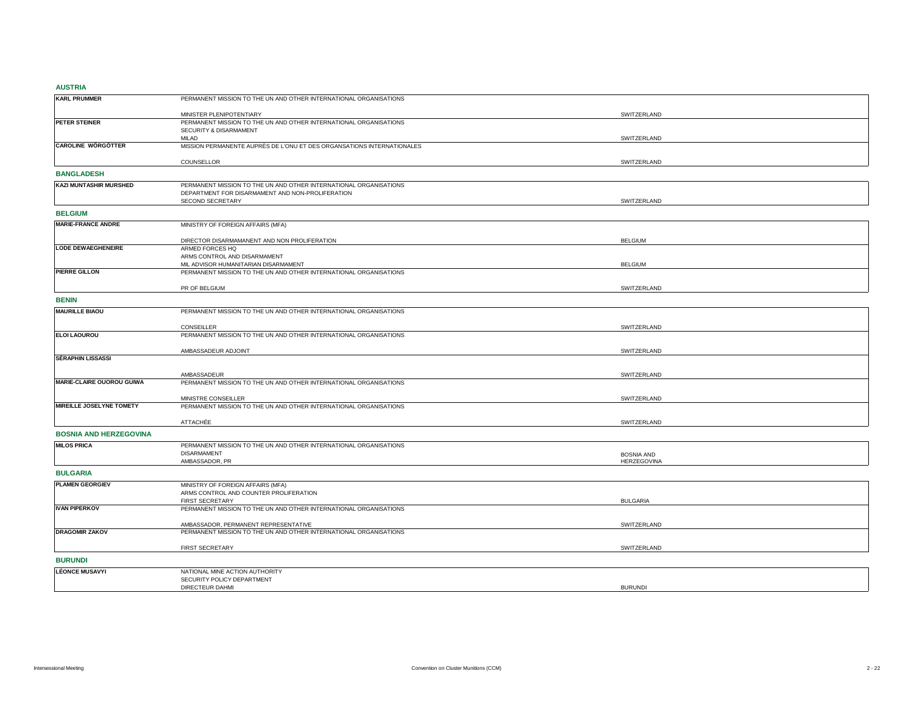## AUSTRIA

| Name | Organisation / Department / Title | Country |
| --- | --- | --- |
| **KARL PRUMMER** | PERMANENT MISSION TO THE UN AND OTHER INTERNATIONAL ORGANISATIONS<br><br>MINISTER PLENIPOTENTIARY | SWITZERLAND |
| **PETER STEINER** | PERMANENT MISSION TO THE UN AND OTHER INTERNATIONAL ORGANISATIONS<br>SECURITY & DISARMAMENT<br>MILAD | SWITZERLAND |
| **CAROLINE WÖRGÖTTER** | MISSION PERMANENTE AUPRÈS DE L'ONU ET DES ORGANSATIONS INTERNATIONALES<br><br>COUNSELLOR | SWITZERLAND |

## BANGLADESH

| Name | Organisation / Department / Title | Country |
| --- | --- | --- |
| **KAZI MUNTASHIR MURSHED** | PERMANENT MISSION TO THE UN AND OTHER INTERNATIONAL ORGANISATIONS<br>DEPARTMENT FOR DISARMAMENT AND NON-PROLIFERATION<br>SECOND SECRETARY | SWITZERLAND |

## BELGIUM

| Name | Organisation / Department / Title | Country |
| --- | --- | --- |
| **MARIE-FRANCE ANDRE** | MINISTRY OF FOREIGN AFFAIRS (MFA)<br><br>DIRECTOR DISARMAMANENT AND NON PROLIFERATION | BELGIUM |
| **LODE DEWAEGHENEIRE** | ARMED FORCES HQ<br>ARMS CONTROL AND DISARMAMENT<br>MIL ADVISOR HUMANITARIAN DISARMAMENT | BELGIUM |
| **PIERRE GILLON** | PERMANENT MISSION TO THE UN AND OTHER INTERNATIONAL ORGANISATIONS<br><br>PR OF BELGIUM | SWITZERLAND |

## BENIN

| Name | Organisation / Department / Title | Country |
| --- | --- | --- |
| **MAURILLE BIAOU** | PERMANENT MISSION TO THE UN AND OTHER INTERNATIONAL ORGANISATIONS<br><br>CONSEILLER | SWITZERLAND |
| **ELOI LAOUROU** | PERMANENT MISSION TO THE UN AND OTHER INTERNATIONAL ORGANISATIONS<br><br>AMBASSADEUR ADJOINT | SWITZERLAND |
| **SÉRAPHIN LISSASSI** | <br><br>AMBASSADEUR | SWITZERLAND |
| **MARIE-CLAIRE OUOROU GUIWA** | PERMANENT MISSION TO THE UN AND OTHER INTERNATIONAL ORGANISATIONS<br><br>MINISTRE CONSEILLER | SWITZERLAND |
| **MIREILLE JOSELYNE TOMETY** | PERMANENT MISSION TO THE UN AND OTHER INTERNATIONAL ORGANISATIONS<br><br>ATTACHÉE | SWITZERLAND |

## BOSNIA AND HERZEGOVINA

| Name | Organisation / Department / Title | Country |
| --- | --- | --- |
| **MILOS PRICA** | PERMANENT MISSION TO THE UN AND OTHER INTERNATIONAL ORGANISATIONS<br>DISARMAMENT<br>AMBASSADOR, PR | BOSNIA AND HERZEGOVINA |

## BULGARIA

| Name | Organisation / Department / Title | Country |
| --- | --- | --- |
| **PLAMEN GEORGIEV** | MINISTRY OF FOREIGN AFFAIRS (MFA)<br>ARMS CONTROL AND COUNTER PROLIFERATION<br>FIRST SECRETARY | BULGARIA |
| **IVAN PIPERKOV** | PERMANENT MISSION TO THE UN AND OTHER INTERNATIONAL ORGANISATIONS<br><br>AMBASSADOR, PERMANENT REPRESENTATIVE | SWITZERLAND |
| **DRAGOMIR ZAKOV** | PERMANENT MISSION TO THE UN AND OTHER INTERNATIONAL ORGANISATIONS<br><br>FIRST SECRETARY | SWITZERLAND |

## BURUNDI

| Name | Organisation / Department / Title | Country |
| --- | --- | --- |
| **LÉONCE MUSAVYI** | NATIONAL MINE ACTION AUTHORITY<br>SECURITY POLICY DEPARTMENT<br>DIRECTEUR DAHMI | BURUNDI |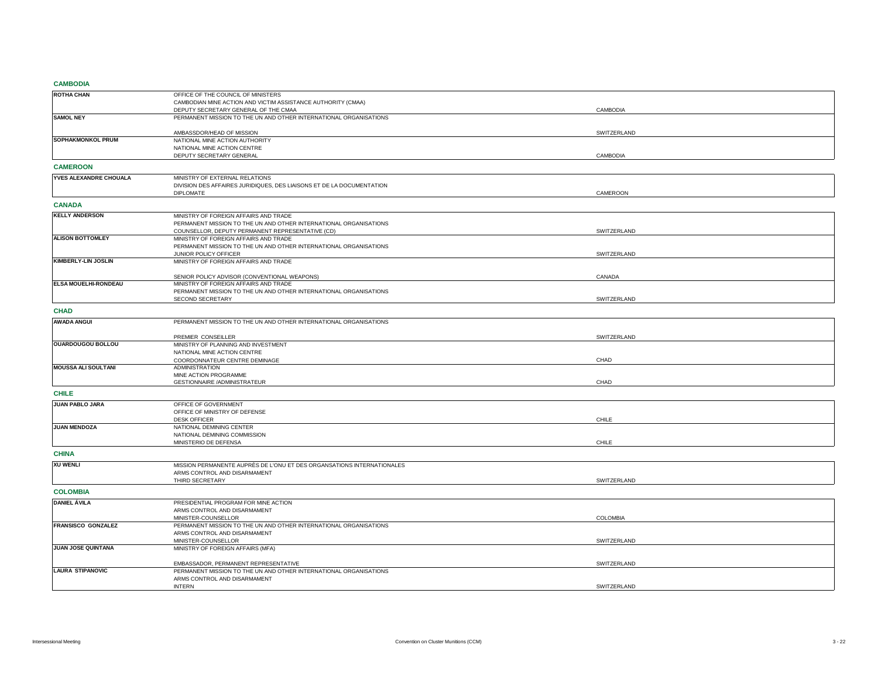## CAMBODIA

| Name | Organization / Title | Country |
|---|---|---|
| **ROTHA CHAN** | OFFICE OF THE COUNCIL OF MINISTERS<br>CAMBODIAN MINE ACTION AND VICTIM ASSISTANCE AUTHORITY (CMAA)<br>DEPUTY SECRETARY GENERAL OF THE CMAA | CAMBODIA |
| **SAMOL NEY** | PERMANENT MISSION TO THE UN AND OTHER INTERNATIONAL ORGANISATIONS<br><br>AMBASSDOR/HEAD OF MISSION | SWITZERLAND |
| **SOPHAKMONKOL PRUM** | NATIONAL MINE ACTION AUTHORITY<br>NATIONAL MINE ACTION CENTRE<br>DEPUTY SECRETARY GENERAL | CAMBODIA |

## CAMEROON

| Name | Organization / Title | Country |
|---|---|---|
| **YVES ALEXANDRE CHOUALA** | MINISTRY OF EXTERNAL RELATIONS<br>DIVISION DES AFFAIRES JURIDIQUES, DES LIAISONS ET DE LA DOCUMENTATION<br>DIPLOMATE | CAMEROON |

## CANADA

| Name | Organization / Title | Country |
|---|---|---|
| **KELLY ANDERSON** | MINISTRY OF FOREIGN AFFAIRS AND TRADE<br>PERMANENT MISSION TO THE UN AND OTHER INTERNATIONAL ORGANISATIONS<br>COUNSELLOR, DEPUTY PERMANENT REPRESENTATIVE (CD) | SWITZERLAND |
| **ALISON BOTTOMLEY** | MINISTRY OF FOREIGN AFFAIRS AND TRADE<br>PERMANENT MISSION TO THE UN AND OTHER INTERNATIONAL ORGANISATIONS<br>JUNIOR POLICY OFFICER | SWITZERLAND |
| **KIMBERLY-LIN JOSLIN** | MINISTRY OF FOREIGN AFFAIRS AND TRADE<br><br>SENIOR POLICY ADVISOR (CONVENTIONAL WEAPONS) | CANADA |
| **ELSA MOUELHI-RONDEAU** | MINISTRY OF FOREIGN AFFAIRS AND TRADE<br>PERMANENT MISSION TO THE UN AND OTHER INTERNATIONAL ORGANISATIONS<br>SECOND SECRETARY | SWITZERLAND |

## CHAD

| Name | Organization / Title | Country |
|---|---|---|
| **AWADA ANGUI** | PERMANENT MISSION TO THE UN AND OTHER INTERNATIONAL ORGANISATIONS<br><br>PREMIER CONSEILLER | SWITZERLAND |
| **OUARDOUGOU BOLLOU** | MINISTRY OF PLANNING AND INVESTMENT<br>NATIONAL MINE ACTION CENTRE<br>COORDONNATEUR CENTRE DEMINAGE | CHAD |
| **MOUSSA ALI SOULTANI** | ADMINISTRATION<br>MINE ACTION PROGRAMME<br>GESTIONNAIRE /ADMINISTRATEUR | CHAD |

## CHILE

| Name | Organization / Title | Country |
|---|---|---|
| **JUAN PABLO JARA** | OFFICE OF GOVERNMENT<br>OFFICE OF MINISTRY OF DEFENSE<br>DESK OFFICER | CHILE |
| **JUAN MENDOZA** | NATIONAL DEMINING CENTER<br>NATIONAL DEMINING COMMISSION<br>MINISTERIO DE DEFENSA | CHILE |

## CHINA

| Name | Organization / Title | Country |
|---|---|---|
| **XU WENLI** | MISSION PERMANENTE AUPRÈS DE L'ONU ET DES ORGANSATIONS INTERNATIONALES<br>ARMS CONTROL AND DISARMAMENT<br>THIRD SECRETARY | SWITZERLAND |

## COLOMBIA

| Name | Organization / Title | Country |
|---|---|---|
| **DANIEL ÁVILA** | PRESIDENTIAL PROGRAM FOR MINE ACTION<br>ARMS CONTROL AND DISARMAMENT<br>MINISTER-COUNSELLOR | COLOMBIA |
| **FRANSISCO GONZALEZ** | PERMANENT MISSION TO THE UN AND OTHER INTERNATIONAL ORGANISATIONS<br>ARMS CONTROL AND DISARMAMENT<br>MINISTER-COUNSELLOR | SWITZERLAND |
| **JUAN JOSE QUINTANA** | MINISTRY OF FOREIGN AFFAIRS (MFA)<br><br>EMBASSADOR, PERMANENT REPRESENTATIVE | SWITZERLAND |
| **LAURA STIPANOVIC** | PERMANENT MISSION TO THE UN AND OTHER INTERNATIONAL ORGANISATIONS<br>ARMS CONTROL AND DISARMAMENT<br>INTERN | SWITZERLAND |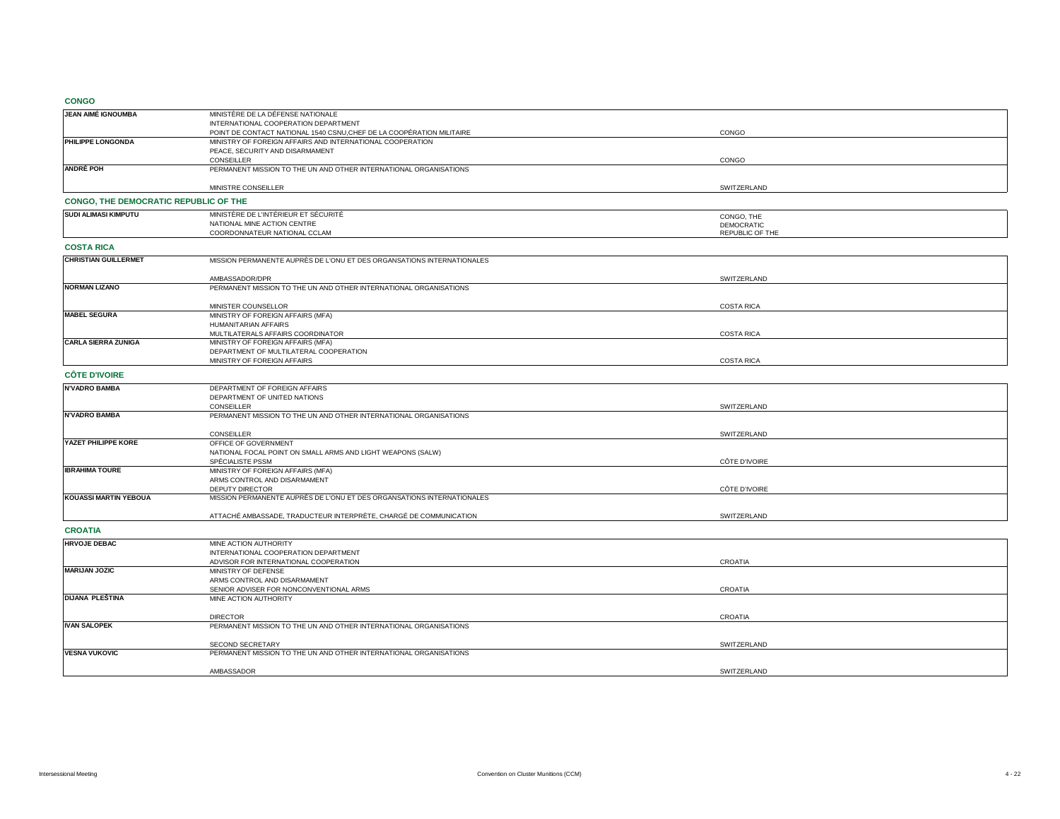## CONGO

| | | |
|---|---|---|
| **JEAN AIMÉ IGNOUMBA** | MINISTÈRE DE LA DÉFENSE NATIONALE<br>INTERNATIONAL COOPERATION DEPARTMENT<br>POINT DE CONTACT NATIONAL 1540 CSNU,CHEF DE LA COOPÉRATION MILITAIRE | CONGO |
| **PHILIPPE LONGONDA** | MINISTRY OF FOREIGN AFFAIRS AND INTERNATIONAL COOPERATION<br>PEACE, SECURITY AND DISARMAMENT<br>CONSEILLER | CONGO |
| **ANDRÉ POH** | PERMANENT MISSION TO THE UN AND OTHER INTERNATIONAL ORGANISATIONS<br><br>MINISTRE CONSEILLER | SWITZERLAND |

## CONGO, THE DEMOCRATIC REPUBLIC OF THE

| | | |
|---|---|---|
| **SUDI ALIMASI KIMPUTU** | MINISTÈRE DE L'INTÉRIEUR ET SÉCURITÉ<br>NATIONAL MINE ACTION CENTRE<br>COORDONNATEUR NATIONAL CCLAM | CONGO, THE DEMOCRATIC REPUBLIC OF THE |

## COSTA RICA

| | | |
|---|---|---|
| **CHRISTIAN GUILLERMET** | MISSION PERMANENTE AUPRÈS DE L'ONU ET DES ORGANSATIONS INTERNATIONALES<br><br>AMBASSADOR/DPR | SWITZERLAND |
| **NORMAN LIZANO** | PERMANENT MISSION TO THE UN AND OTHER INTERNATIONAL ORGANISATIONS<br><br>MINISTER COUNSELLOR | COSTA RICA |
| **MABEL SEGURA** | MINISTRY OF FOREIGN AFFAIRS (MFA)<br>HUMANITARIAN AFFAIRS<br>MULTILATERALS AFFAIRS COORDINATOR | COSTA RICA |
| **CARLA SIERRA ZUNIGA** | MINISTRY OF FOREIGN AFFAIRS (MFA)<br>DEPARTMENT OF MULTILATERAL COOPERATION<br>MINISTRY OF FOREIGN AFFAIRS | COSTA RICA |

## CÔTE D'IVOIRE

| | | |
|---|---|---|
| **N'VADRO BAMBA** | DEPARTMENT OF FOREIGN AFFAIRS<br>DEPARTMENT OF UNITED NATIONS<br>CONSEILLER | SWITZERLAND |
| **N'VADRO BAMBA** | PERMANENT MISSION TO THE UN AND OTHER INTERNATIONAL ORGANISATIONS<br><br>CONSEILLER | SWITZERLAND |
| **YAZET PHILIPPE KORE** | OFFICE OF GOVERNMENT<br>NATIONAL FOCAL POINT ON SMALL ARMS AND LIGHT WEAPONS (SALW)<br>SPÉCIALISTE PSSM | CÔTE D'IVOIRE |
| **IBRAHIMA TOURE** | MINISTRY OF FOREIGN AFFAIRS (MFA)<br>ARMS CONTROL AND DISARMAMENT<br>DEPUTY DIRECTOR | CÔTE D'IVOIRE |
| **KOUASSI MARTIN YEBOUA** | MISSION PERMANENTE AUPRÈS DE L'ONU ET DES ORGANSATIONS INTERNATIONALES<br><br>ATTACHÉ AMBASSADE, TRADUCTEUR INTERPRÈTE, CHARGÉ DE COMMUNICATION | SWITZERLAND |

## CROATIA

| | | |
|---|---|---|
| **HRVOJE DEBAC** | MINE ACTION AUTHORITY<br>INTERNATIONAL COOPERATION DEPARTMENT<br>ADVISOR FOR INTERNATIONAL COOPERATION | CROATIA |
| **MARIJAN JOZIC** | MINISTRY OF DEFENSE<br>ARMS CONTROL AND DISARMAMENT<br>SENIOR ADVISER FOR NONCONVENTIONAL ARMS | CROATIA |
| **DIJANA PLEŠTINA** | MINE ACTION AUTHORITY<br><br>DIRECTOR | CROATIA |
| **IVAN SALOPEK** | PERMANENT MISSION TO THE UN AND OTHER INTERNATIONAL ORGANISATIONS<br><br>SECOND SECRETARY | SWITZERLAND |
| **VESNA VUKOVIC** | PERMANENT MISSION TO THE UN AND OTHER INTERNATIONAL ORGANISATIONS<br><br>AMBASSADOR | SWITZERLAND |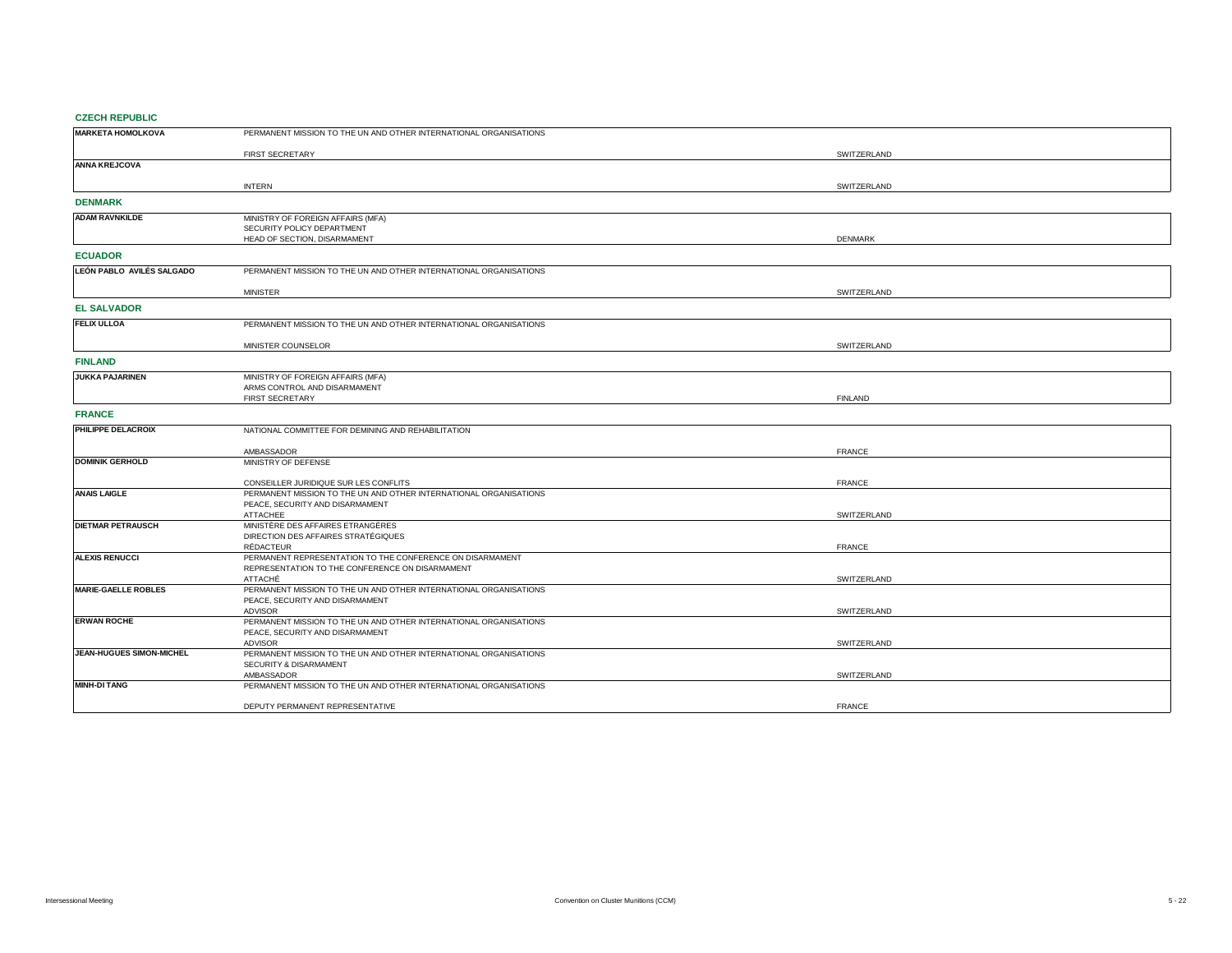## CZECH REPUBLIC

| Name | Organization / Department / Title | Country |
|---|---|---|
| **MARKETA HOMOLKOVA** | PERMANENT MISSION TO THE UN AND OTHER INTERNATIONAL ORGANISATIONS<br><br>FIRST SECRETARY | SWITZERLAND |
| **ANNA KREJCOVA** | <br><br>INTERN | SWITZERLAND |

## DENMARK

| Name | Organization / Department / Title | Country |
|---|---|---|
| **ADAM RAVNKILDE** | MINISTRY OF FOREIGN AFFAIRS (MFA)<br>SECURITY POLICY DEPARTMENT<br>HEAD OF SECTION, DISARMAMENT | DENMARK |

## ECUADOR

| Name | Organization / Department / Title | Country |
|---|---|---|
| **LEÓN PABLO AVILÉS SALGADO** | PERMANENT MISSION TO THE UN AND OTHER INTERNATIONAL ORGANISATIONS<br><br>MINISTER | SWITZERLAND |

## EL SALVADOR

| Name | Organization / Department / Title | Country |
|---|---|---|
| **FELIX ULLOA** | PERMANENT MISSION TO THE UN AND OTHER INTERNATIONAL ORGANISATIONS<br><br>MINISTER COUNSELOR | SWITZERLAND |

## FINLAND

| Name | Organization / Department / Title | Country |
|---|---|---|
| **JUKKA PAJARINEN** | MINISTRY OF FOREIGN AFFAIRS (MFA)<br>ARMS CONTROL AND DISARMAMENT<br>FIRST SECRETARY | FINLAND |

## FRANCE

| Name | Organization / Department / Title | Country |
|---|---|---|
| **PHILIPPE DELACROIX** | NATIONAL COMMITTEE FOR DEMINING AND REHABILITATION<br><br>AMBASSADOR | FRANCE |
| **DOMINIK GERHOLD** | MINISTRY OF DEFENSE<br><br>CONSEILLER JURIDIQUE SUR LES CONFLITS | FRANCE |
| **ANAIS LAIGLE** | PERMANENT MISSION TO THE UN AND OTHER INTERNATIONAL ORGANISATIONS<br>PEACE, SECURITY AND DISARMAMENT<br>ATTACHEE | SWITZERLAND |
| **DIETMAR PETRAUSCH** | MINISTÈRE DES AFFAIRES ETRANGÈRES<br>DIRECTION DES AFFAIRES STRATÉGIQUES<br>RÉDACTEUR | FRANCE |
| **ALEXIS RENUCCI** | PERMANENT REPRESENTATION TO THE CONFERENCE ON DISARMAMENT<br>REPRESENTATION TO THE CONFERENCE ON DISARMAMENT<br>ATTACHÉ | SWITZERLAND |
| **MARIE-GAELLE ROBLES** | PERMANENT MISSION TO THE UN AND OTHER INTERNATIONAL ORGANISATIONS<br>PEACE, SECURITY AND DISARMAMENT<br>ADVISOR | SWITZERLAND |
| **ERWAN ROCHE** | PERMANENT MISSION TO THE UN AND OTHER INTERNATIONAL ORGANISATIONS<br>PEACE, SECURITY AND DISARMAMENT<br>ADVISOR | SWITZERLAND |
| **JEAN-HUGUES SIMON-MICHEL** | PERMANENT MISSION TO THE UN AND OTHER INTERNATIONAL ORGANISATIONS<br>SECURITY & DISARMAMENT<br>AMBASSADOR | SWITZERLAND |
| **MINH-DI TANG** | PERMANENT MISSION TO THE UN AND OTHER INTERNATIONAL ORGANISATIONS<br><br>DEPUTY PERMANENT REPRESENTATIVE | FRANCE |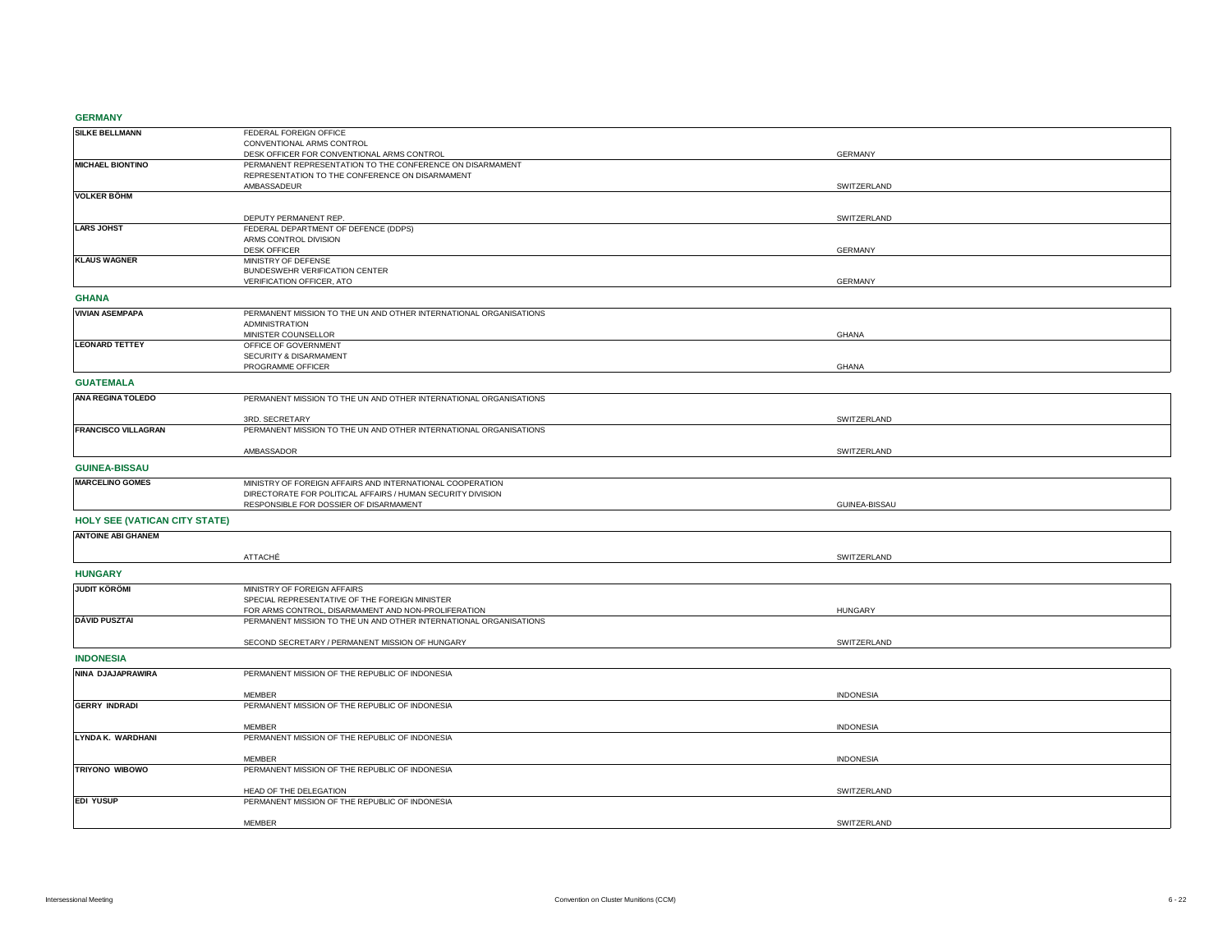### GERMANY

| Name | Organisation / Position | Country |
|---|---|---|
| **SILKE BELLMANN** | FEDERAL FOREIGN OFFICE<br>CONVENTIONAL ARMS CONTROL<br>DESK OFFICER FOR CONVENTIONAL ARMS CONTROL | GERMANY |
| **MICHAEL BIONTINO** | PERMANENT REPRESENTATION TO THE CONFERENCE ON DISARMAMENT<br>REPRESENTATION TO THE CONFERENCE ON DISARMAMENT<br>AMBASSADEUR | SWITZERLAND |
| **VOLKER BÖHM** | DEPUTY PERMANENT REP. | SWITZERLAND |
| **LARS JOHST** | FEDERAL DEPARTMENT OF DEFENCE (DDPS)<br>ARMS CONTROL DIVISION<br>DESK OFFICER | GERMANY |
| **KLAUS WAGNER** | MINISTRY OF DEFENSE<br>BUNDESWEHR VERIFICATION CENTER<br>VERIFICATION OFFICER, ATO | GERMANY |

### GHANA

| Name | Organisation / Position | Country |
|---|---|---|
| **VIVIAN ASEMPAPA** | PERMANENT MISSION TO THE UN AND OTHER INTERNATIONAL ORGANISATIONS<br>ADMINISTRATION<br>MINISTER COUNSELLOR | GHANA |
| **LEONARD TETTEY** | OFFICE OF GOVERNMENT<br>SECURITY & DISARMAMENT<br>PROGRAMME OFFICER | GHANA |

### GUATEMALA

| Name | Organisation / Position | Country |
|---|---|---|
| **ANA REGINA TOLEDO** | PERMANENT MISSION TO THE UN AND OTHER INTERNATIONAL ORGANISATIONS<br>3RD. SECRETARY | SWITZERLAND |
| **FRANCISCO VILLAGRAN** | PERMANENT MISSION TO THE UN AND OTHER INTERNATIONAL ORGANISATIONS<br>AMBASSADOR | SWITZERLAND |

### GUINEA-BISSAU

| Name | Organisation / Position | Country |
|---|---|---|
| **MARCELINO GOMES** | MINISTRY OF FOREIGN AFFAIRS AND INTERNATIONAL COOPERATION<br>DIRECTORATE FOR POLITICAL AFFAIRS / HUMAN SECURITY DIVISION<br>RESPONSIBLE FOR DOSSIER OF DISARMAMENT | GUINEA-BISSAU |

### HOLY SEE (VATICAN CITY STATE)

| Name | Organisation / Position | Country |
|---|---|---|
| **ANTOINE ABI GHANEM** | ATTACHÉ | SWITZERLAND |

### HUNGARY

| Name | Organisation / Position | Country |
|---|---|---|
| **JUDIT KÖRÖMI** | MINISTRY OF FOREIGN AFFAIRS<br>SPECIAL REPRESENTATIVE OF THE FOREIGN MINISTER<br>FOR ARMS CONTROL, DISARMAMENT AND NON-PROLIFERATION | HUNGARY |
| **DÁVID PUSZTAI** | PERMANENT MISSION TO THE UN AND OTHER INTERNATIONAL ORGANISATIONS<br>SECOND SECRETARY / PERMANENT MISSION OF HUNGARY | SWITZERLAND |

### INDONESIA

| Name | Organisation / Position | Country |
|---|---|---|
| **NINA DJAJAPRAWIRA** | PERMANENT MISSION OF THE REPUBLIC OF INDONESIA<br>MEMBER | INDONESIA |
| **GERRY INDRADI** | PERMANENT MISSION OF THE REPUBLIC OF INDONESIA<br>MEMBER | INDONESIA |
| **LYNDA K. WARDHANI** | PERMANENT MISSION OF THE REPUBLIC OF INDONESIA<br>MEMBER | INDONESIA |
| **TRIYONO WIBOWO** | PERMANENT MISSION OF THE REPUBLIC OF INDONESIA<br>HEAD OF THE DELEGATION | SWITZERLAND |
| **EDI YUSUP** | PERMANENT MISSION OF THE REPUBLIC OF INDONESIA<br>MEMBER | SWITZERLAND |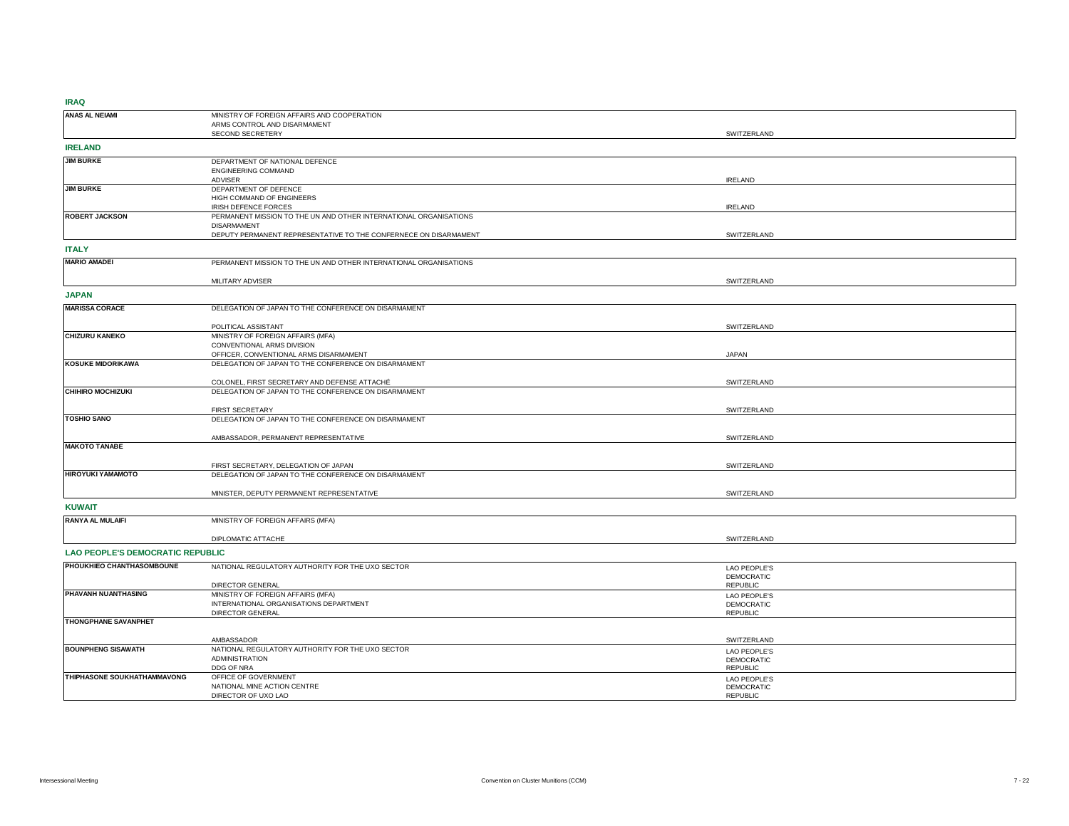## IRAQ

| Name | Organisation / Position | Country |
|---|---|---|
| ANAS AL NEIAMI | MINISTRY OF FOREIGN AFFAIRS AND COOPERATION<br>ARMS CONTROL AND DISARMAMENT<br>SECOND SECRETERY | SWITZERLAND |

## IRELAND

| Name | Organisation / Position | Country |
|---|---|---|
| JIM BURKE | DEPARTMENT OF NATIONAL DEFENCE<br>ENGINEERING COMMAND<br>ADVISER | IRELAND |
| JIM BURKE | DEPARTMENT OF DEFENCE<br>HIGH COMMAND OF ENGINEERS<br>IRISH DEFENCE FORCES | IRELAND |
| ROBERT JACKSON | PERMANENT MISSION TO THE UN AND OTHER INTERNATIONAL ORGANISATIONS<br>DISARMAMENT<br>DEPUTY PERMANENT REPRESENTATIVE TO THE CONFERNECE ON DISARMAMENT | SWITZERLAND |

## ITALY

| Name | Organisation / Position | Country |
|---|---|---|
| MARIO AMADEI | PERMANENT MISSION TO THE UN AND OTHER INTERNATIONAL ORGANISATIONS<br>MILITARY ADVISER | SWITZERLAND |

## JAPAN

| Name | Organisation / Position | Country |
|---|---|---|
| MARISSA CORACE | DELEGATION OF JAPAN TO THE CONFERENCE ON DISARMAMENT<br>POLITICAL ASSISTANT | SWITZERLAND |
| CHIZURU KANEKO | MINISTRY OF FOREIGN AFFAIRS (MFA)<br>CONVENTIONAL ARMS DIVISION<br>OFFICER, CONVENTIONAL ARMS DISARMAMENT | JAPAN |
| KOSUKE MIDORIKAWA | DELEGATION OF JAPAN TO THE CONFERENCE ON DISARMAMENT<br>COLONEL, FIRST SECRETARY AND DEFENSE ATTACHÉ | SWITZERLAND |
| CHIHIRO MOCHIZUKI | DELEGATION OF JAPAN TO THE CONFERENCE ON DISARMAMENT<br>FIRST SECRETARY | SWITZERLAND |
| TOSHIO SANO | DELEGATION OF JAPAN TO THE CONFERENCE ON DISARMAMENT<br>AMBASSADOR, PERMANENT REPRESENTATIVE | SWITZERLAND |
| MAKOTO TANABE | FIRST SECRETARY, DELEGATION OF JAPAN | SWITZERLAND |
| HIROYUKI YAMAMOTO | DELEGATION OF JAPAN TO THE CONFERENCE ON DISARMAMENT<br>MINISTER, DEPUTY PERMANENT REPRESENTATIVE | SWITZERLAND |

## KUWAIT

| Name | Organisation / Position | Country |
|---|---|---|
| RANYA AL MULAIFI | MINISTRY OF FOREIGN AFFAIRS (MFA)<br>DIPLOMATIC ATTACHE | SWITZERLAND |

## LAO PEOPLE'S DEMOCRATIC REPUBLIC

| Name | Organisation / Position | Country |
|---|---|---|
| PHOUKHIEO CHANTHASOMBOUNE | NATIONAL REGULATORY AUTHORITY FOR THE UXO SECTOR<br>DIRECTOR GENERAL | LAO PEOPLE'S DEMOCRATIC REPUBLIC |
| PHAVANH NUANTHASING | MINISTRY OF FOREIGN AFFAIRS (MFA)<br>INTERNATIONAL ORGANISATIONS DEPARTMENT<br>DIRECTOR GENERAL | LAO PEOPLE'S DEMOCRATIC REPUBLIC |
| THONGPHANE SAVANPHET | AMBASSADOR | SWITZERLAND |
| BOUNPHENG SISAWATH | NATIONAL REGULATORY AUTHORITY FOR THE UXO SECTOR<br>ADMINISTRATION<br>DDG OF NRA | LAO PEOPLE'S DEMOCRATIC REPUBLIC |
| THIPHASONE SOUKHATHAMMAVONG | OFFICE OF GOVERNMENT<br>NATIONAL MINE ACTION CENTRE<br>DIRECTOR OF UXO LAO | LAO PEOPLE'S DEMOCRATIC REPUBLIC |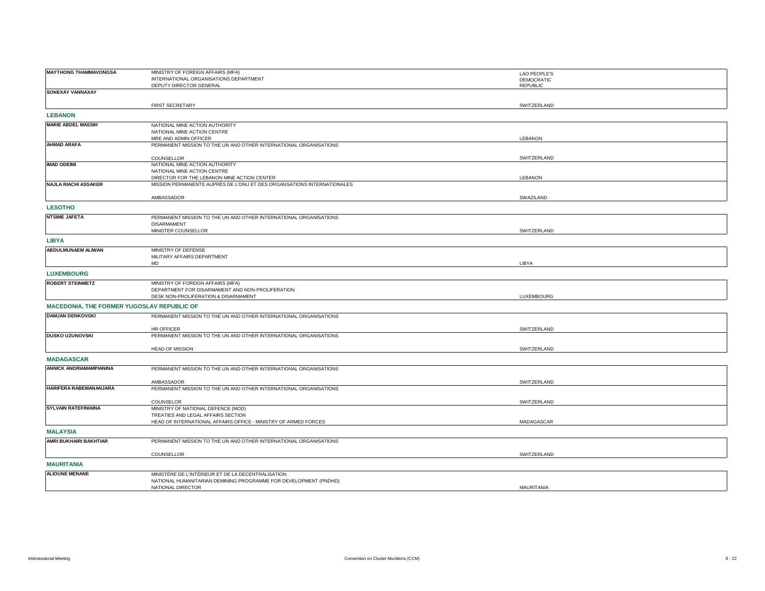| Name | Organisation / Function | Country |
|---|---|---|
| **MAYTHONG THAMMAVONGSA** | MINISTRY OF FOREIGN AFFAIRS (MFA)<br>INTERNATIONAL ORGANISATIONS DEPARTMENT<br>DEPUTY DIRECTOR GENERAL | LAO PEOPLE'S DEMOCRATIC REPUBLIC |
| **SONEXAY VANNAXAY** | FIRST SECRETARY | SWITZERLAND |

## LEBANON

| Name | Organisation / Function | Country |
|---|---|---|
| **MARIE ABDEL MASSIH** | NATIONAL MINE ACTION AUTHORITY<br>NATIONAL MINE ACTION CENTRE<br>MRE AND ADMIN OFFICER | LEBANON |
| **AHMAD ARAFA** | PERMANENT MISSION TO THE UN AND OTHER INTERNATIONAL ORGANISATIONS<br>COUNSELLOR | SWITZERLAND |
| **IMAD ODEIMI** | NATIONAL MINE ACTION AUTHORITY<br>NATIONAL MINE ACTION CENTRE<br>DIRECTOR FOR THE LEBANON MINE ACTION CENTER | LEBANON |
| **NAJLA RIACHI ASSAKER** | MISSION PERMANENTE AUPRÈS DE L'ONU ET DES ORGANSATIONS INTERNATIONALES<br>AMBASSADOR | SWAZILAND |

## LESOTHO

| Name | Organisation / Function | Country |
|---|---|---|
| **NTSIME JAFETA** | PERMANENT MISSION TO THE UN AND OTHER INTERNATIONAL ORGANISATIONS<br>DISARMAMENT<br>MINISTER COUNSELLOR | SWITZERLAND |

## LIBYA

| Name | Organisation / Function | Country |
|---|---|---|
| **ABDULMUNAEM ALIWAN** | MINISTRY OF DEFENSE<br>MILITARY AFFAIRS DEPARTMENT<br>MD | LIBYA |

## LUXEMBOURG

| Name | Organisation / Function | Country |
|---|---|---|
| **ROBERT STEINMETZ** | MINISTRY OF FOREIGN AFFAIRS (MFA)<br>DEPARTMENT FOR DISARMAMENT AND NON-PROLIFERATION<br>DESK NON-PROLIFERATION & DISARMAMENT | LUXEMBOURG |

## MACEDONIA, THE FORMER YUGOSLAV REPUBLIC OF

| Name | Organisation / Function | Country |
|---|---|---|
| **DAMJAN DENKOVSKI** | PERMANENT MISSION TO THE UN AND OTHER INTERNATIONAL ORGANISATIONS<br>HR OFFICER | SWITZERLAND |
| **DUSKO UZUNOVSKI** | PERMANENT MISSION TO THE UN AND OTHER INTERNATIONAL ORGANISATIONS<br>HEAD OF MISSION | SWITZERLAND |

## MADAGASCAR

| Name | Organisation / Function | Country |
|---|---|---|
| **ANNICK ANDRIAMAMPIANINA** | PERMANENT MISSION TO THE UN AND OTHER INTERNATIONAL ORGANISATIONS<br>AMBASSADOR | SWITZERLAND |
| **HARIFERA RABEMANANJARA** | PERMANENT MISSION TO THE UN AND OTHER INTERNATIONAL ORGANISATIONS<br>COUNSELOR | SWITZERLAND |
| **SYLVAIN RATEFINIAINA** | MINISTRY OF NATIONAL DEFENCE (MOD)<br>TREATIES AND LEGAL AFFAIRS SECTION<br>HEAD OF INTERNATIONAL AFFAIRS OFFICE - MINISTRY OF ARMED FORCES | MADAGASCAR |

## MALAYSIA

| Name | Organisation / Function | Country |
|---|---|---|
| **AMRI BUKHAIRI BAKHTIAR** | PERMANENT MISSION TO THE UN AND OTHER INTERNATIONAL ORGANISATIONS<br>COUNSELLOR | SWITZERLAND |

## MAURITANIA

| Name | Organisation / Function | Country |
|---|---|---|
| **ALIOUNE MENANE** | MINISTÈRE DE L'INTÉRIEUR ET DE LA DECENTRALISATION<br>NATIONAL HUMANITARIAN DEMINING PROGRAMME FOR DEVELOPMENT (PNDHD)<br>NATIONAL DIRECTOR | MAURITANIA |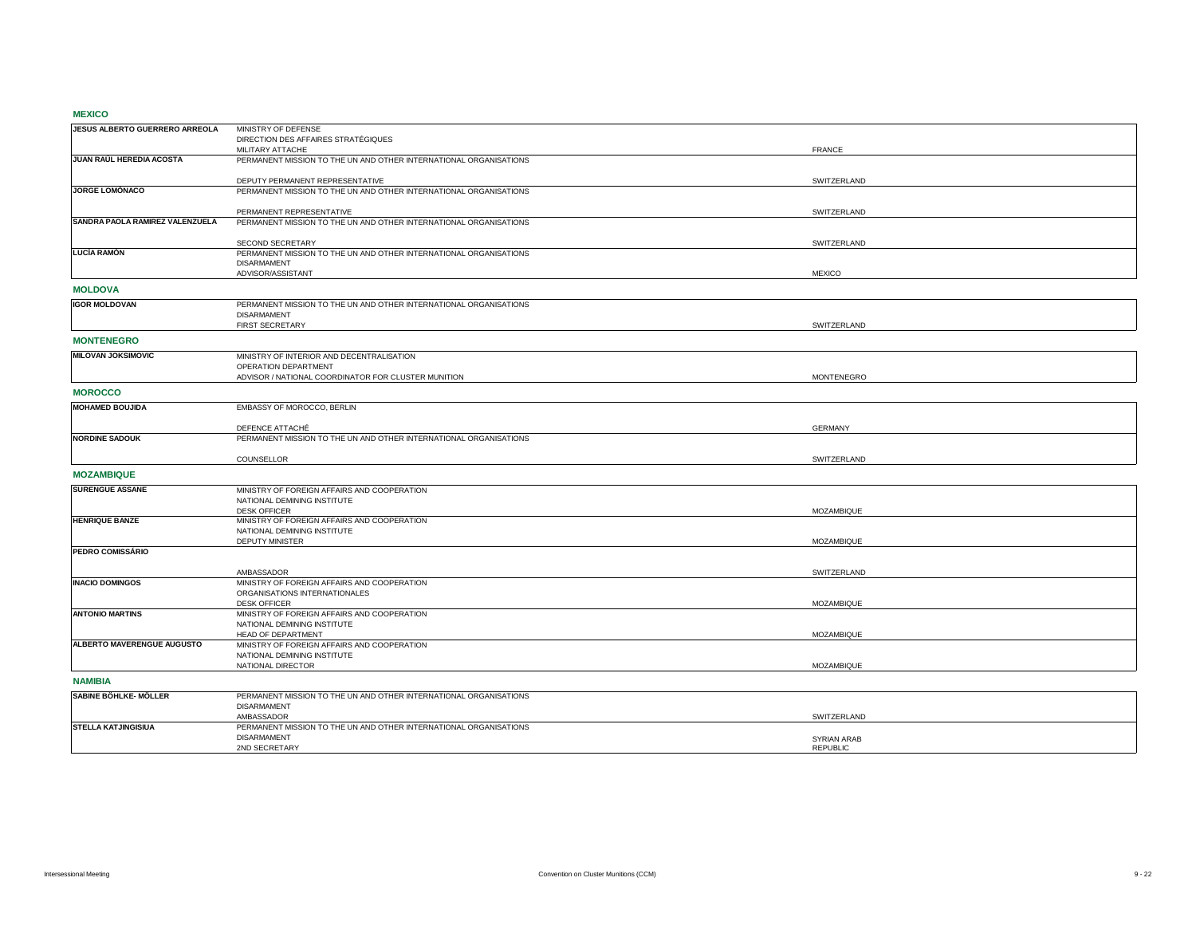## MEXICO

| Name | Organisation / Department / Function | Country |
|---|---|---|
| **JESUS ALBERTO GUERRERO ARREOLA** | MINISTRY OF DEFENSE<br>DIRECTION DES AFFAIRES STRATÉGIQUES<br>MILITARY ATTACHE | FRANCE |
| **JUAN RAÚL HEREDIA ACOSTA** | PERMANENT MISSION TO THE UN AND OTHER INTERNATIONAL ORGANISATIONS<br><br>DEPUTY PERMANENT REPRESENTATIVE | SWITZERLAND |
| **JORGE LOMÓNACO** | PERMANENT MISSION TO THE UN AND OTHER INTERNATIONAL ORGANISATIONS<br><br>PERMANENT REPRESENTATIVE | SWITZERLAND |
| **SANDRA PAOLA RAMIREZ VALENZUELA** | PERMANENT MISSION TO THE UN AND OTHER INTERNATIONAL ORGANISATIONS<br><br>SECOND SECRETARY | SWITZERLAND |
| **LUCÍA RAMÓN** | PERMANENT MISSION TO THE UN AND OTHER INTERNATIONAL ORGANISATIONS<br>DISARMAMENT<br>ADVISOR/ASSISTANT | MEXICO |

## MOLDOVA

| Name | Organisation / Department / Function | Country |
|---|---|---|
| **IGOR MOLDOVAN** | PERMANENT MISSION TO THE UN AND OTHER INTERNATIONAL ORGANISATIONS<br>DISARMAMENT<br>FIRST SECRETARY | SWITZERLAND |

## MONTENEGRO

| Name | Organisation / Department / Function | Country |
|---|---|---|
| **MILOVAN JOKSIMOVIC** | MINISTRY OF INTERIOR AND DECENTRALISATION<br>OPERATION DEPARTMENT<br>ADVISOR / NATIONAL COORDINATOR FOR CLUSTER MUNITION | MONTENEGRO |

## MOROCCO

| Name | Organisation / Department / Function | Country |
|---|---|---|
| **MOHAMED BOUJIDA** | EMBASSY OF MOROCCO, BERLIN<br><br>DEFENCE ATTACHÉ | GERMANY |
| **NORDINE SADOUK** | PERMANENT MISSION TO THE UN AND OTHER INTERNATIONAL ORGANISATIONS<br><br>COUNSELLOR | SWITZERLAND |

## MOZAMBIQUE

| Name | Organisation / Department / Function | Country |
|---|---|---|
| **SURENGUE ASSANE** | MINISTRY OF FOREIGN AFFAIRS AND COOPERATION<br>NATIONAL DEMINING INSTITUTE<br>DESK OFFICER | MOZAMBIQUE |
| **HENRIQUE BANZE** | MINISTRY OF FOREIGN AFFAIRS AND COOPERATION<br>NATIONAL DEMINING INSTITUTE<br>DEPUTY MINISTER | MOZAMBIQUE |
| **PEDRO COMISSÁRIO** | <br><br>AMBASSADOR | SWITZERLAND |
| **INACIO DOMINGOS** | MINISTRY OF FOREIGN AFFAIRS AND COOPERATION<br>ORGANISATIONS INTERNATIONALES<br>DESK OFFICER | MOZAMBIQUE |
| **ANTONIO MARTINS** | MINISTRY OF FOREIGN AFFAIRS AND COOPERATION<br>NATIONAL DEMINING INSTITUTE<br>HEAD OF DEPARTMENT | MOZAMBIQUE |
| **ALBERTO MAVERENGUE AUGUSTO** | MINISTRY OF FOREIGN AFFAIRS AND COOPERATION<br>NATIONAL DEMINING INSTITUTE<br>NATIONAL DIRECTOR | MOZAMBIQUE |

## NAMIBIA

| Name | Organisation / Department / Function | Country |
|---|---|---|
| **SABINE BÖHLKE- MÖLLER** | PERMANENT MISSION TO THE UN AND OTHER INTERNATIONAL ORGANISATIONS<br>DISARMAMENT<br>AMBASSADOR | SWITZERLAND |
| **STELLA KATJINGISIUA** | PERMANENT MISSION TO THE UN AND OTHER INTERNATIONAL ORGANISATIONS<br>DISARMAMENT<br>2ND SECRETARY | SYRIAN ARAB REPUBLIC |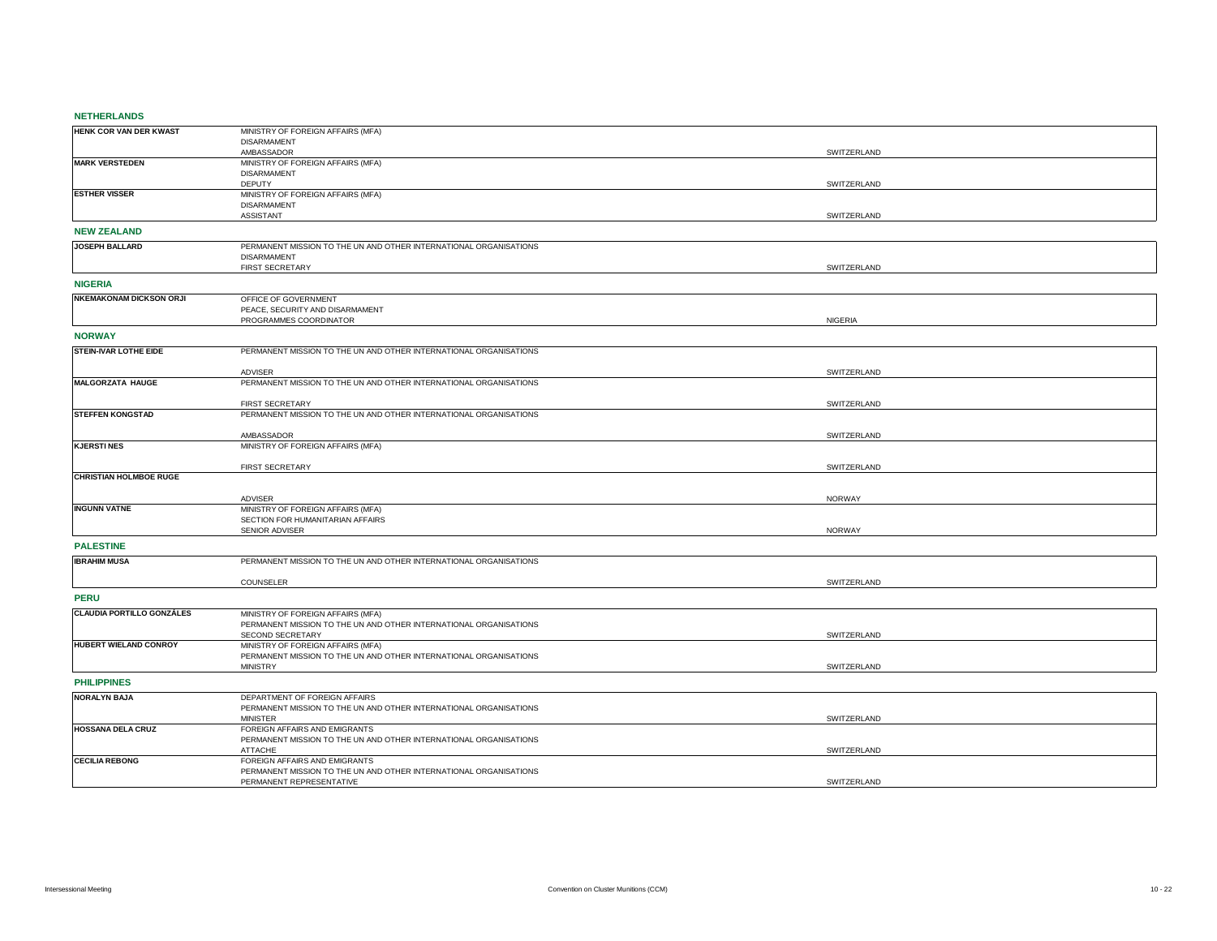## NETHERLANDS

| Name | Organisation | Country |
|---|---|---|
| **HENK COR VAN DER KWAST** | MINISTRY OF FOREIGN AFFAIRS (MFA)<br>DISARMAMENT<br>AMBASSADOR | SWITZERLAND |
| **MARK VERSTEDEN** | MINISTRY OF FOREIGN AFFAIRS (MFA)<br>DISARMAMENT<br>DEPUTY | SWITZERLAND |
| **ESTHER VISSER** | MINISTRY OF FOREIGN AFFAIRS (MFA)<br>DISARMAMENT<br>ASSISTANT | SWITZERLAND |

## NEW ZEALAND

| Name | Organisation | Country |
|---|---|---|
| **JOSEPH BALLARD** | PERMANENT MISSION TO THE UN AND OTHER INTERNATIONAL ORGANISATIONS<br>DISARMAMENT<br>FIRST SECRETARY | SWITZERLAND |

## NIGERIA

| Name | Organisation | Country |
|---|---|---|
| **NKEMAKONAM DICKSON ORJI** | OFFICE OF GOVERNMENT<br>PEACE, SECURITY AND DISARMAMENT<br>PROGRAMMES COORDINATOR | NIGERIA |

## NORWAY

| Name | Organisation | Country |
|---|---|---|
| **STEIN-IVAR LOTHE EIDE** | PERMANENT MISSION TO THE UN AND OTHER INTERNATIONAL ORGANISATIONS<br>ADVISER | SWITZERLAND |
| **MALGORZATA HAUGE** | PERMANENT MISSION TO THE UN AND OTHER INTERNATIONAL ORGANISATIONS<br>FIRST SECRETARY | SWITZERLAND |
| **STEFFEN KONGSTAD** | PERMANENT MISSION TO THE UN AND OTHER INTERNATIONAL ORGANISATIONS<br>AMBASSADOR | SWITZERLAND |
| **KJERSTI NES** | MINISTRY OF FOREIGN AFFAIRS (MFA)<br>FIRST SECRETARY | SWITZERLAND |
| **CHRISTIAN HOLMBOE RUGE** | ADVISER | NORWAY |
| **INGUNN VATNE** | MINISTRY OF FOREIGN AFFAIRS (MFA)<br>SECTION FOR HUMANITARIAN AFFAIRS<br>SENIOR ADVISER | NORWAY |

## PALESTINE

| Name | Organisation | Country |
|---|---|---|
| **IBRAHIM MUSA** | PERMANENT MISSION TO THE UN AND OTHER INTERNATIONAL ORGANISATIONS<br>COUNSELER | SWITZERLAND |

## PERU

| Name | Organisation | Country |
|---|---|---|
| **CLAUDIA PORTILLO GONZÁLES** | MINISTRY OF FOREIGN AFFAIRS (MFA)<br>PERMANENT MISSION TO THE UN AND OTHER INTERNATIONAL ORGANISATIONS<br>SECOND SECRETARY | SWITZERLAND |
| **HUBERT WIELAND CONROY** | MINISTRY OF FOREIGN AFFAIRS (MFA)<br>PERMANENT MISSION TO THE UN AND OTHER INTERNATIONAL ORGANISATIONS<br>MINISTRY | SWITZERLAND |

## PHILIPPINES

| Name | Organisation | Country |
|---|---|---|
| **NORALYN BAJA** | DEPARTMENT OF FOREIGN AFFAIRS<br>PERMANENT MISSION TO THE UN AND OTHER INTERNATIONAL ORGANISATIONS<br>MINISTER | SWITZERLAND |
| **HOSSANA DELA CRUZ** | FOREIGN AFFAIRS AND EMIGRANTS<br>PERMANENT MISSION TO THE UN AND OTHER INTERNATIONAL ORGANISATIONS<br>ATTACHE | SWITZERLAND |
| **CECILIA REBONG** | FOREIGN AFFAIRS AND EMIGRANTS<br>PERMANENT MISSION TO THE UN AND OTHER INTERNATIONAL ORGANISATIONS<br>PERMANENT REPRESENTATIVE | SWITZERLAND |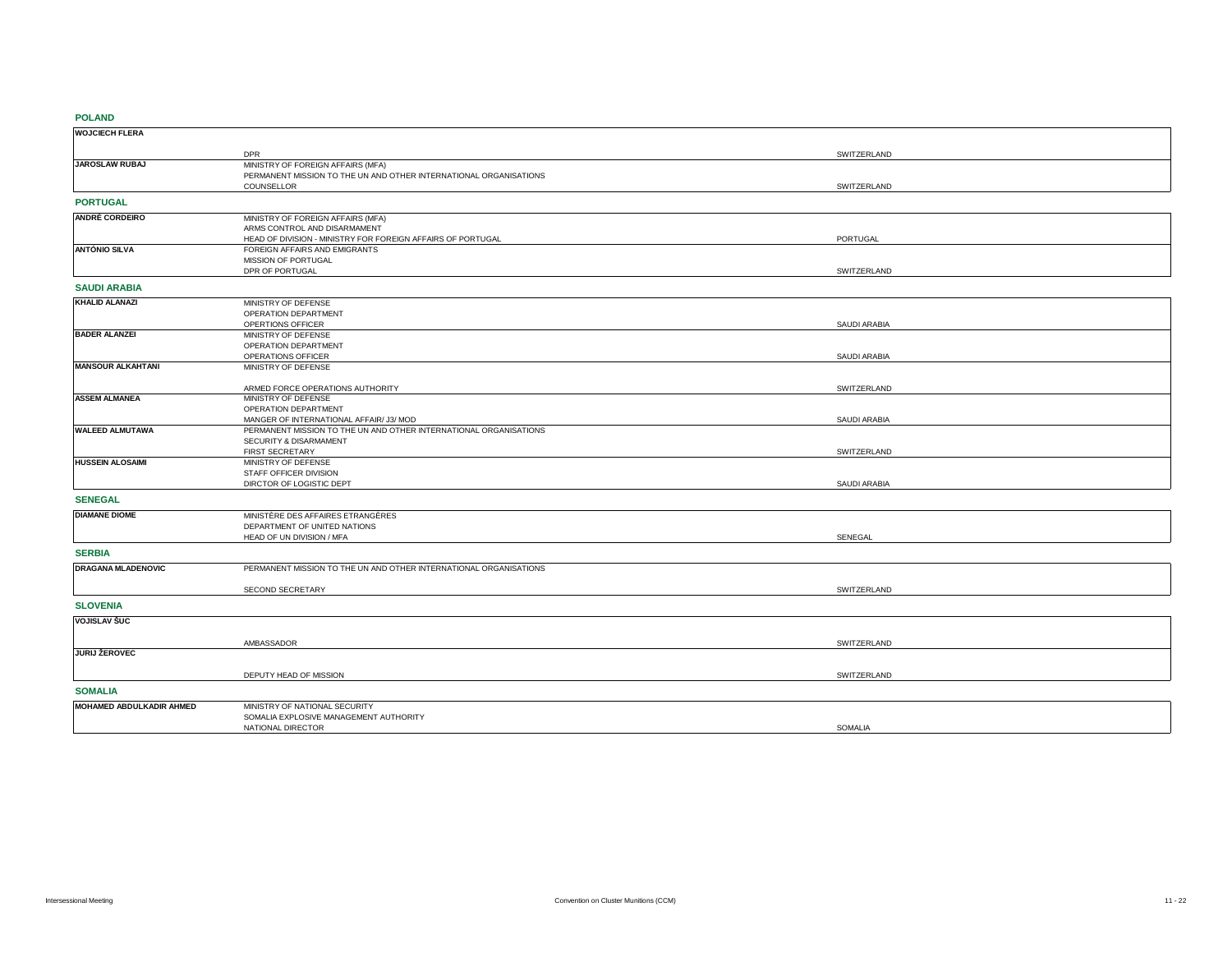## POLAND

| Name | Organization / Position | Country |
|---|---|---|
| **WOJCIECH FLERA** | DPR | SWITZERLAND |
| **JAROSLAW RUBAJ** | MINISTRY OF FOREIGN AFFAIRS (MFA)<br>PERMANENT MISSION TO THE UN AND OTHER INTERNATIONAL ORGANISATIONS<br>COUNSELLOR | SWITZERLAND |

## PORTUGAL

| Name | Organization / Position | Country |
|---|---|---|
| **ANDRÉ CORDEIRO** | MINISTRY OF FOREIGN AFFAIRS (MFA)<br>ARMS CONTROL AND DISARMAMENT<br>HEAD OF DIVISION - MINISTRY FOR FOREIGN AFFAIRS OF PORTUGAL | PORTUGAL |
| **ANTÓNIO SILVA** | FOREIGN AFFAIRS AND EMIGRANTS<br>MISSION OF PORTUGAL<br>DPR OF PORTUGAL | SWITZERLAND |

## SAUDI ARABIA

| Name | Organization / Position | Country |
|---|---|---|
| **KHALID ALANAZI** | MINISTRY OF DEFENSE<br>OPERATION DEPARTMENT<br>OPERTIONS OFFICER | SAUDI ARABIA |
| **BADER ALANZEI** | MINISTRY OF DEFENSE<br>OPERATION DEPARTMENT<br>OPERATIONS OFFICER | SAUDI ARABIA |
| **MANSOUR ALKAHTANI** | MINISTRY OF DEFENSE<br>ARMED FORCE OPERATIONS AUTHORITY | SWITZERLAND |
| **ASSEM ALMANEA** | MINISTRY OF DEFENSE<br>OPERATION DEPARTMENT<br>MANGER OF INTERNATIONAL AFFAIR/ J3/ MOD | SAUDI ARABIA |
| **WALEED ALMUTAWA** | PERMANENT MISSION TO THE UN AND OTHER INTERNATIONAL ORGANISATIONS<br>SECURITY & DISARMAMENT<br>FIRST SECRETARY | SWITZERLAND |
| **HUSSEIN ALOSAIMI** | MINISTRY OF DEFENSE<br>STAFF OFFICER DIVISION<br>DIRCTOR OF LOGISTIC DEPT | SAUDI ARABIA |

## SENEGAL

| Name | Organization / Position | Country |
|---|---|---|
| **DIAMANE DIOME** | MINISTÈRE DES AFFAIRES ETRANGÈRES<br>DEPARTMENT OF UNITED NATIONS<br>HEAD OF UN DIVISION / MFA | SENEGAL |

## SERBIA

| Name | Organization / Position | Country |
|---|---|---|
| **DRAGANA MLADENOVIC** | PERMANENT MISSION TO THE UN AND OTHER INTERNATIONAL ORGANISATIONS<br>SECOND SECRETARY | SWITZERLAND |

## SLOVENIA

| Name | Organization / Position | Country |
|---|---|---|
| **VOJISLAV ŠUC** | AMBASSADOR | SWITZERLAND |
| **JURIJ ŽEROVEC** | DEPUTY HEAD OF MISSION | SWITZERLAND |

## SOMALIA

| Name | Organization / Position | Country |
|---|---|---|
| **MOHAMED ABDULKADIR AHMED** | MINISTRY OF NATIONAL SECURITY<br>SOMALIA EXPLOSIVE MANAGEMENT AUTHORITY<br>NATIONAL DIRECTOR | SOMALIA |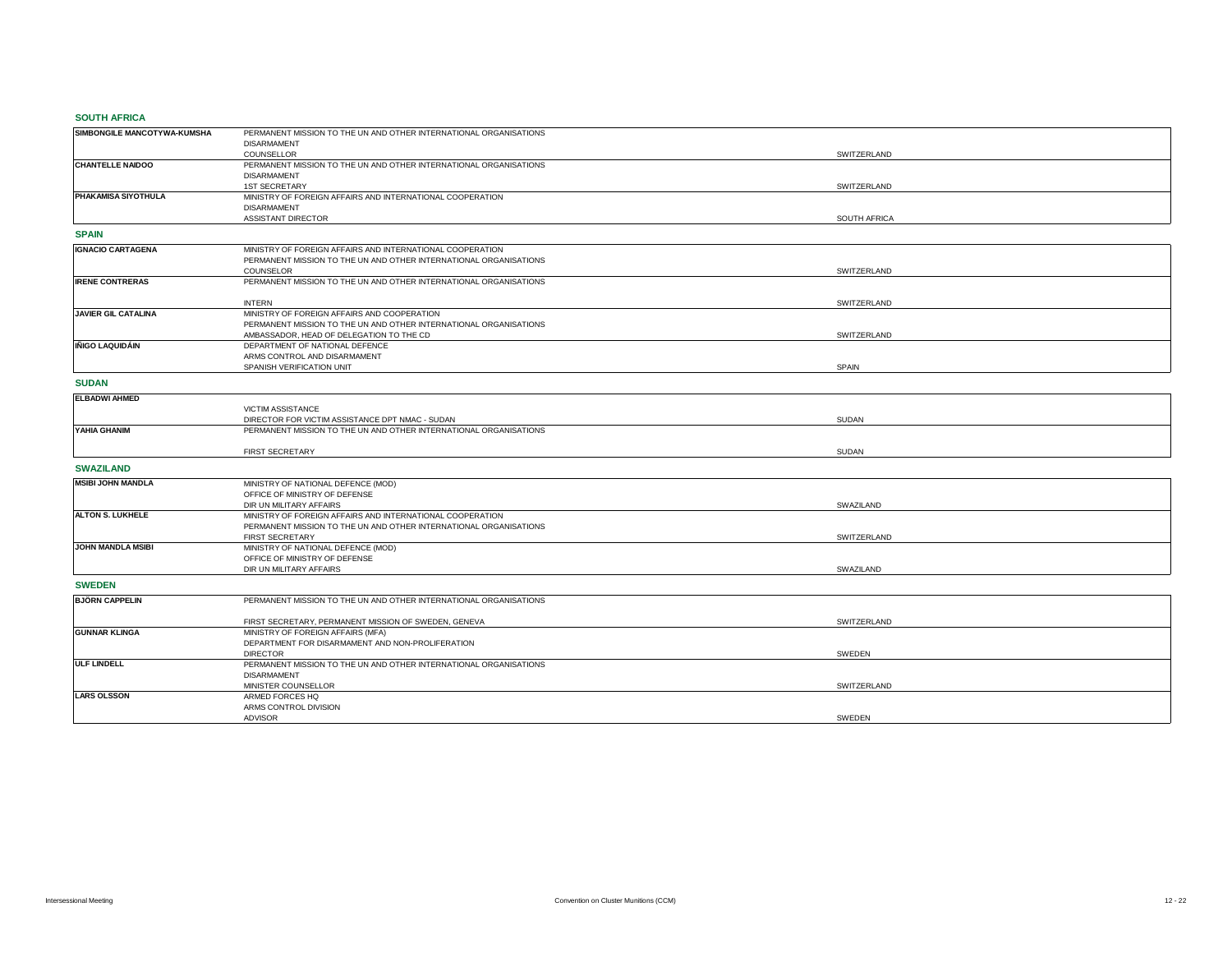## SOUTH AFRICA

| | | |
|---|---|---|
| **SIMBONGILE MANCOTYWA-KUMSHA** | PERMANENT MISSION TO THE UN AND OTHER INTERNATIONAL ORGANISATIONS<br>DISARMAMENT<br>COUNSELLOR | SWITZERLAND |
| **CHANTELLE NAIDOO** | PERMANENT MISSION TO THE UN AND OTHER INTERNATIONAL ORGANISATIONS<br>DISARMAMENT<br>1ST SECRETARY | SWITZERLAND |
| **PHAKAMISA SIYOTHULA** | MINISTRY OF FOREIGN AFFAIRS AND INTERNATIONAL COOPERATION<br>DISARMAMENT<br>ASSISTANT DIRECTOR | SOUTH AFRICA |

## SPAIN

| | | |
|---|---|---|
| **IGNACIO CARTAGENA** | MINISTRY OF FOREIGN AFFAIRS AND INTERNATIONAL COOPERATION<br>PERMANENT MISSION TO THE UN AND OTHER INTERNATIONAL ORGANISATIONS<br>COUNSELOR | SWITZERLAND |
| **IRENE CONTRERAS** | PERMANENT MISSION TO THE UN AND OTHER INTERNATIONAL ORGANISATIONS<br><br>INTERN | SWITZERLAND |
| **JAVIER GIL CATALINA** | MINISTRY OF FOREIGN AFFAIRS AND COOPERATION<br>PERMANENT MISSION TO THE UN AND OTHER INTERNATIONAL ORGANISATIONS<br>AMBASSADOR, HEAD OF DELEGATION TO THE CD | SWITZERLAND |
| **IÑIGO LAQUIDÁIN** | DEPARTMENT OF NATIONAL DEFENCE<br>ARMS CONTROL AND DISARMAMENT<br>SPANISH VERIFICATION UNIT | SPAIN |

## SUDAN

| | | |
|---|---|---|
| **ELBADWI AHMED** | VICTIM ASSISTANCE<br>DIRECTOR FOR VICTIM ASSISTANCE DPT NMAC - SUDAN | SUDAN |
| **YAHIA GHANIM** | PERMANENT MISSION TO THE UN AND OTHER INTERNATIONAL ORGANISATIONS<br><br>FIRST SECRETARY | SUDAN |

## SWAZILAND

| | | |
|---|---|---|
| **MSIBI JOHN MANDLA** | MINISTRY OF NATIONAL DEFENCE (MOD)<br>OFFICE OF MINISTRY OF DEFENSE<br>DIR UN MILITARY AFFAIRS | SWAZILAND |
| **ALTON S. LUKHELE** | MINISTRY OF FOREIGN AFFAIRS AND INTERNATIONAL COOPERATION<br>PERMANENT MISSION TO THE UN AND OTHER INTERNATIONAL ORGANISATIONS<br>FIRST SECRETARY | SWITZERLAND |
| **JOHN MANDLA MSIBI** | MINISTRY OF NATIONAL DEFENCE (MOD)<br>OFFICE OF MINISTRY OF DEFENSE<br>DIR UN MILITARY AFFAIRS | SWAZILAND |

## SWEDEN

| | | |
|---|---|---|
| **BJÖRN CAPPELIN** | PERMANENT MISSION TO THE UN AND OTHER INTERNATIONAL ORGANISATIONS<br><br>FIRST SECRETARY, PERMANENT MISSION OF SWEDEN, GENEVA | SWITZERLAND |
| **GUNNAR KLINGA** | MINISTRY OF FOREIGN AFFAIRS (MFA)<br>DEPARTMENT FOR DISARMAMENT AND NON-PROLIFERATION<br>DIRECTOR | SWEDEN |
| **ULF LINDELL** | PERMANENT MISSION TO THE UN AND OTHER INTERNATIONAL ORGANISATIONS<br>DISARMAMENT<br>MINISTER COUNSELLOR | SWITZERLAND |
| **LARS OLSSON** | ARMED FORCES HQ<br>ARMS CONTROL DIVISION<br>ADVISOR | SWEDEN |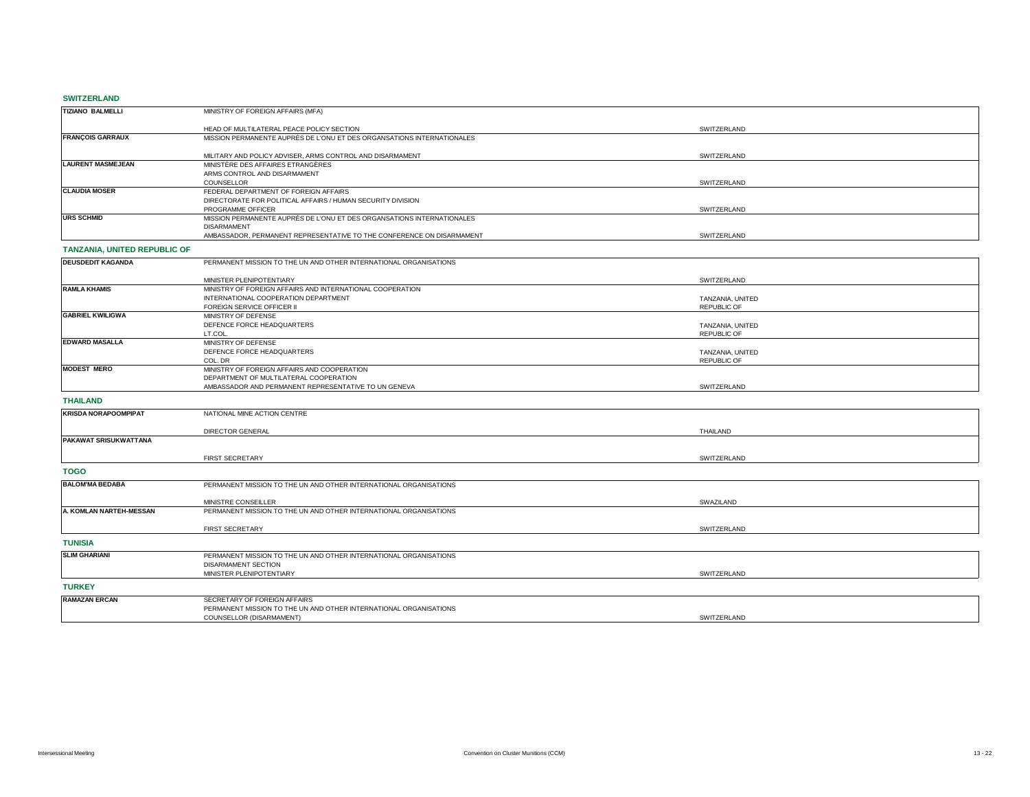## SWITZERLAND

| Name | Organisation / Position | Country |
|---|---|---|
| **TIZIANO BALMELLI** | MINISTRY OF FOREIGN AFFAIRS (MFA)<br><br>HEAD OF MULTILATERAL PEACE POLICY SECTION | SWITZERLAND |
| **FRANÇOIS GARRAUX** | MISSION PERMANENTE AUPRÈS DE L'ONU ET DES ORGANSATIONS INTERNATIONALES<br><br>MILITARY AND POLICY ADVISER, ARMS CONTROL AND DISARMAMENT | SWITZERLAND |
| **LAURENT MASMEJEAN** | MINISTÈRE DES AFFAIRES ETRANGÈRES<br>ARMS CONTROL AND DISARMAMENT<br>COUNSELLOR | SWITZERLAND |
| **CLAUDIA MOSER** | FEDERAL DEPARTMENT OF FOREIGN AFFAIRS<br>DIRECTORATE FOR POLITICAL AFFAIRS / HUMAN SECURITY DIVISION<br>PROGRAMME OFFICER | SWITZERLAND |
| **URS SCHMID** | MISSION PERMANENTE AUPRÈS DE L'ONU ET DES ORGANSATIONS INTERNATIONALES<br>DISARMAMENT<br>AMBASSADOR, PERMANENT REPRESENTATIVE TO THE CONFERENCE ON DISARMAMENT | SWITZERLAND |

## TANZANIA, UNITED REPUBLIC OF

| Name | Organisation / Position | Country |
|---|---|---|
| **DEUSDEDIT KAGANDA** | PERMANENT MISSION TO THE UN AND OTHER INTERNATIONAL ORGANISATIONS<br><br>MINISTER PLENIPOTENTIARY | SWITZERLAND |
| **RAMLA KHAMIS** | MINISTRY OF FOREIGN AFFAIRS AND INTERNATIONAL COOPERATION<br>INTERNATIONAL COOPERATION DEPARTMENT<br>FOREIGN SERVICE OFFICER II | TANZANIA, UNITED REPUBLIC OF |
| **GABRIEL KWILIGWA** | MINISTRY OF DEFENSE<br>DEFENCE FORCE HEADQUARTERS<br>LT.COL. | TANZANIA, UNITED REPUBLIC OF |
| **EDWARD MASALLA** | MINISTRY OF DEFENSE<br>DEFENCE FORCE HEADQUARTERS<br>COL. DR | TANZANIA, UNITED REPUBLIC OF |
| **MODEST MERO** | MINISTRY OF FOREIGN AFFAIRS AND COOPERATION<br>DEPARTMENT OF MULTILATERAL COOPERATION<br>AMBASSADOR AND PERMANENT REPRESENTATIVE TO UN GENEVA | SWITZERLAND |

## THAILAND

| Name | Organisation / Position | Country |
|---|---|---|
| **KRISDA NORAPOOMPIPAT** | NATIONAL MINE ACTION CENTRE<br><br>DIRECTOR GENERAL | THAILAND |
| **PAKAWAT SRISUKWATTANA** | <br><br>FIRST SECRETARY | SWITZERLAND |

## TOGO

| Name | Organisation / Position | Country |
|---|---|---|
| **BALOM'MA BEDABA** | PERMANENT MISSION TO THE UN AND OTHER INTERNATIONAL ORGANISATIONS<br><br>MINISTRE CONSEILLER | SWAZILAND |
| **A. KOMLAN NARTEH-MESSAN** | PERMANENT MISSION TO THE UN AND OTHER INTERNATIONAL ORGANISATIONS<br><br>FIRST SECRETARY | SWITZERLAND |

## TUNISIA

| Name | Organisation / Position | Country |
|---|---|---|
| **SLIM GHARIANI** | PERMANENT MISSION TO THE UN AND OTHER INTERNATIONAL ORGANISATIONS<br>DISARMAMENT SECTION<br>MINISTER PLENIPOTENTIARY | SWITZERLAND |

## TURKEY

| Name | Organisation / Position | Country |
|---|---|---|
| **RAMAZAN ERCAN** | SECRETARY OF FOREIGN AFFAIRS<br>PERMANENT MISSION TO THE UN AND OTHER INTERNATIONAL ORGANISATIONS<br>COUNSELLOR (DISARMAMENT) | SWITZERLAND |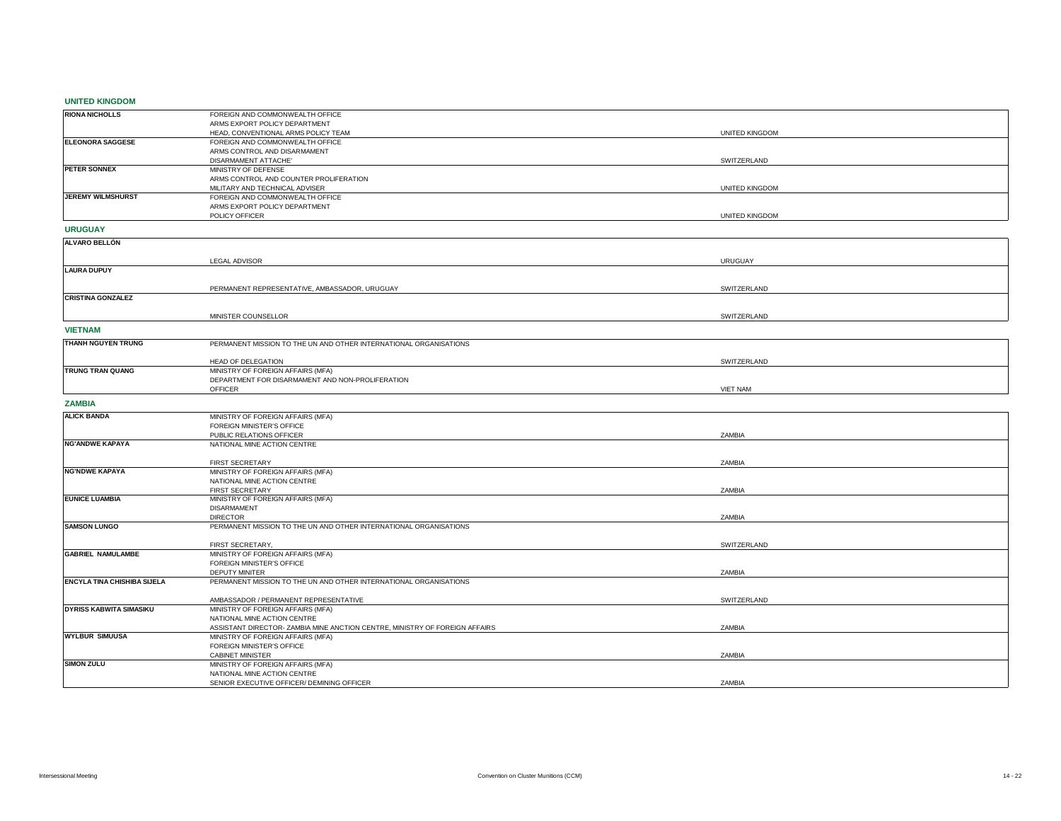## UNITED KINGDOM

| Name | Organization / Position | Country |
|---|---|---|
| **RIONA NICHOLLS** | FOREIGN AND COMMONWEALTH OFFICE<br>ARMS EXPORT POLICY DEPARTMENT<br>HEAD, CONVENTIONAL ARMS POLICY TEAM | UNITED KINGDOM |
| **ELEONORA SAGGESE** | FOREIGN AND COMMONWEALTH OFFICE<br>ARMS CONTROL AND DISARMAMENT<br>DISARMAMENT ATTACHE' | SWITZERLAND |
| **PETER SONNEX** | MINISTRY OF DEFENSE<br>ARMS CONTROL AND COUNTER PROLIFERATION<br>MILITARY AND TECHNICAL ADVISER | UNITED KINGDOM |
| **JEREMY WILMSHURST** | FOREIGN AND COMMONWEALTH OFFICE<br>ARMS EXPORT POLICY DEPARTMENT<br>POLICY OFFICER | UNITED KINGDOM |

## URUGUAY

| Name | Organization / Position | Country |
|---|---|---|
| **ALVARO BELLÓN** | LEGAL ADVISOR | URUGUAY |
| **LAURA DUPUY** | PERMANENT REPRESENTATIVE, AMBASSADOR, URUGUAY | SWITZERLAND |
| **CRISTINA GONZALEZ** | MINISTER COUNSELLOR | SWITZERLAND |

## VIETNAM

| Name | Organization / Position | Country |
|---|---|---|
| **THANH NGUYEN TRUNG** | PERMANENT MISSION TO THE UN AND OTHER INTERNATIONAL ORGANISATIONS<br>HEAD OF DELEGATION | SWITZERLAND |
| **TRUNG TRAN QUANG** | MINISTRY OF FOREIGN AFFAIRS (MFA)<br>DEPARTMENT FOR DISARMAMENT AND NON-PROLIFERATION<br>OFFICER | VIET NAM |

## ZAMBIA

| Name | Organization / Position | Country |
|---|---|---|
| **ALICK BANDA** | MINISTRY OF FOREIGN AFFAIRS (MFA)<br>FOREIGN MINISTER'S OFFICE<br>PUBLIC RELATIONS OFFICER | ZAMBIA |
| **NG'ANDWE KAPAYA** | NATIONAL MINE ACTION CENTRE<br>FIRST SECRETARY | ZAMBIA |
| **NG'NDWE KAPAYA** | MINISTRY OF FOREIGN AFFAIRS (MFA)<br>NATIONAL MINE ACTION CENTRE<br>FIRST SECRETARY | ZAMBIA |
| **EUNICE LUAMBIA** | MINISTRY OF FOREIGN AFFAIRS (MFA)<br>DISARMAMENT<br>DIRECTOR | ZAMBIA |
| **SAMSON LUNGO** | PERMANENT MISSION TO THE UN AND OTHER INTERNATIONAL ORGANISATIONS<br>FIRST SECRETARY, | SWITZERLAND |
| **GABRIEL NAMULAMBE** | MINISTRY OF FOREIGN AFFAIRS (MFA)<br>FOREIGN MINISTER'S OFFICE<br>DEPUTY MINITER | ZAMBIA |
| **ENCYLA TINA CHISHIBA SIJELA** | PERMANENT MISSION TO THE UN AND OTHER INTERNATIONAL ORGANISATIONS<br>AMBASSADOR / PERMANENT REPRESENTATIVE | SWITZERLAND |
| **DYRISS KABWITA SIMASIKU** | MINISTRY OF FOREIGN AFFAIRS (MFA)<br>NATIONAL MINE ACTION CENTRE<br>ASSISTANT DIRECTOR- ZAMBIA MINE ANCTION CENTRE, MINISTRY OF FOREIGN AFFAIRS | ZAMBIA |
| **WYLBUR SIMUUSA** | MINISTRY OF FOREIGN AFFAIRS (MFA)<br>FOREIGN MINISTER'S OFFICE<br>CABINET MINISTER | ZAMBIA |
| **SIMON ZULU** | MINISTRY OF FOREIGN AFFAIRS (MFA)<br>NATIONAL MINE ACTION CENTRE<br>SENIOR EXECUTIVE OFFICER/ DEMINING OFFICER | ZAMBIA |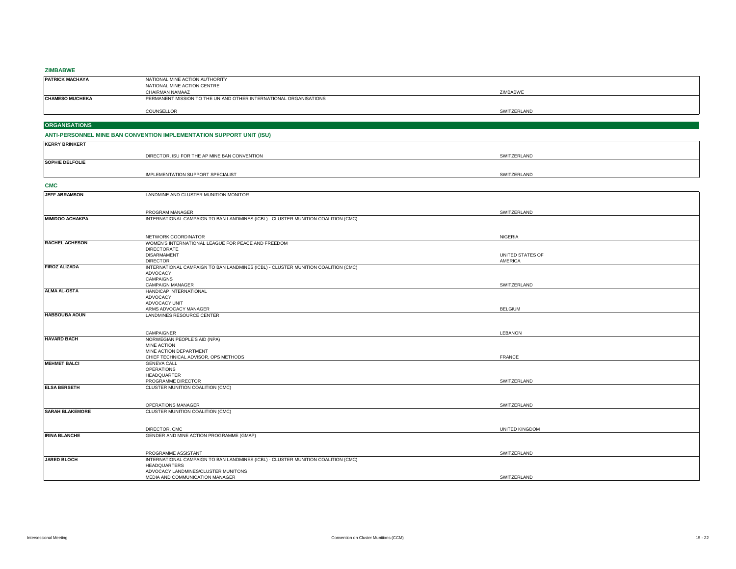### ZIMBABWE

| Name | Details | Country |
|---|---|---|
| **PATRICK MACHAYA** | NATIONAL MINE ACTION AUTHORITY<br>NATIONAL MINE ACTION CENTRE<br>CHAIRMAN NAMAAZ | ZIMBABWE |
| **CHAMESO MUCHEKA** | PERMANENT MISSION TO THE UN AND OTHER INTERNATIONAL ORGANISATIONS<br><br>COUNSELLOR | SWITZERLAND |

## ORGANISATIONS

### ANTI-PERSONNEL MINE BAN CONVENTION IMPLEMENTATION SUPPORT UNIT (ISU)

| Name | Details | Country |
|---|---|---|
| **KERRY BRINKERT** | DIRECTOR, ISU FOR THE AP MINE BAN CONVENTION | SWITZERLAND |
| **SOPHIE DELFOLIE** | IMPLEMENTATION SUPPORT SPECIALIST | SWITZERLAND |

### CMC

| Name | Details | Country |
|---|---|---|
| **JEFF ABRAMSON** | LANDMINE AND CLUSTER MUNITION MONITOR<br><br>PROGRAM MANAGER | SWITZERLAND |
| **MIMIDOO ACHAKPA** | INTERNATIONAL CAMPAIGN TO BAN LANDMINES (ICBL) - CLUSTER MUNITION COALITION (CMC)<br><br>NETWORK COORDINATOR | NIGERIA |
| **RACHEL ACHESON** | WOMEN'S INTERNATIONAL LEAGUE FOR PEACE AND FREEDOM<br>DIRECTORATE<br>DISARMAMENT<br>DIRECTOR | UNITED STATES OF AMERICA |
| **FIROZ ALIZADA** | INTERNATIONAL CAMPAIGN TO BAN LANDMINES (ICBL) - CLUSTER MUNITION COALITION (CMC)<br>ADVOCACY<br>CAMPAIGNS<br>CAMPAIGN MANAGER | SWITZERLAND |
| **ALMA AL-OSTA** | HANDICAP INTERNATIONAL<br>ADVOCACY<br>ADVOCACY UNIT<br>ARMS ADVOCACY MANAGER | BELGIUM |
| **HABBOUBA AOUN** | LANDMINES RESOURCE CENTER<br><br>CAMPAIGNER | LEBANON |
| **HAVARD BACH** | NORWEGIAN PEOPLE'S AID (NPA)<br>MINE ACTION<br>MINE ACTION DEPARTMENT<br>CHIEF TECHNICAL ADVISOR, OPS METHODS | FRANCE |
| **MEHMET BALCI** | GENEVA CALL<br>OPERATIONS<br>HEADQUARTER<br>PROGRAMME DIRECTOR | SWITZERLAND |
| **ELSA BERSETH** | CLUSTER MUNITION COALITION (CMC)<br><br>OPERATIONS MANAGER | SWITZERLAND |
| **SARAH BLAKEMORE** | CLUSTER MUNITION COALITION (CMC)<br><br>DIRECTOR, CMC | UNITED KINGDOM |
| **IRINA BLANCHE** | GENDER AND MINE ACTION PROGRAMME (GMAP)<br><br>PROGRAMME ASSISTANT | SWITZERLAND |
| **JARED BLOCH** | INTERNATIONAL CAMPAIGN TO BAN LANDMINES (ICBL) - CLUSTER MUNITION COALITION (CMC)<br>HEADQUARTERS<br>ADVOCACY LANDMINES/CLUSTER MUNITONS<br>MEDIA AND COMMUNICATION MANAGER | SWITZERLAND |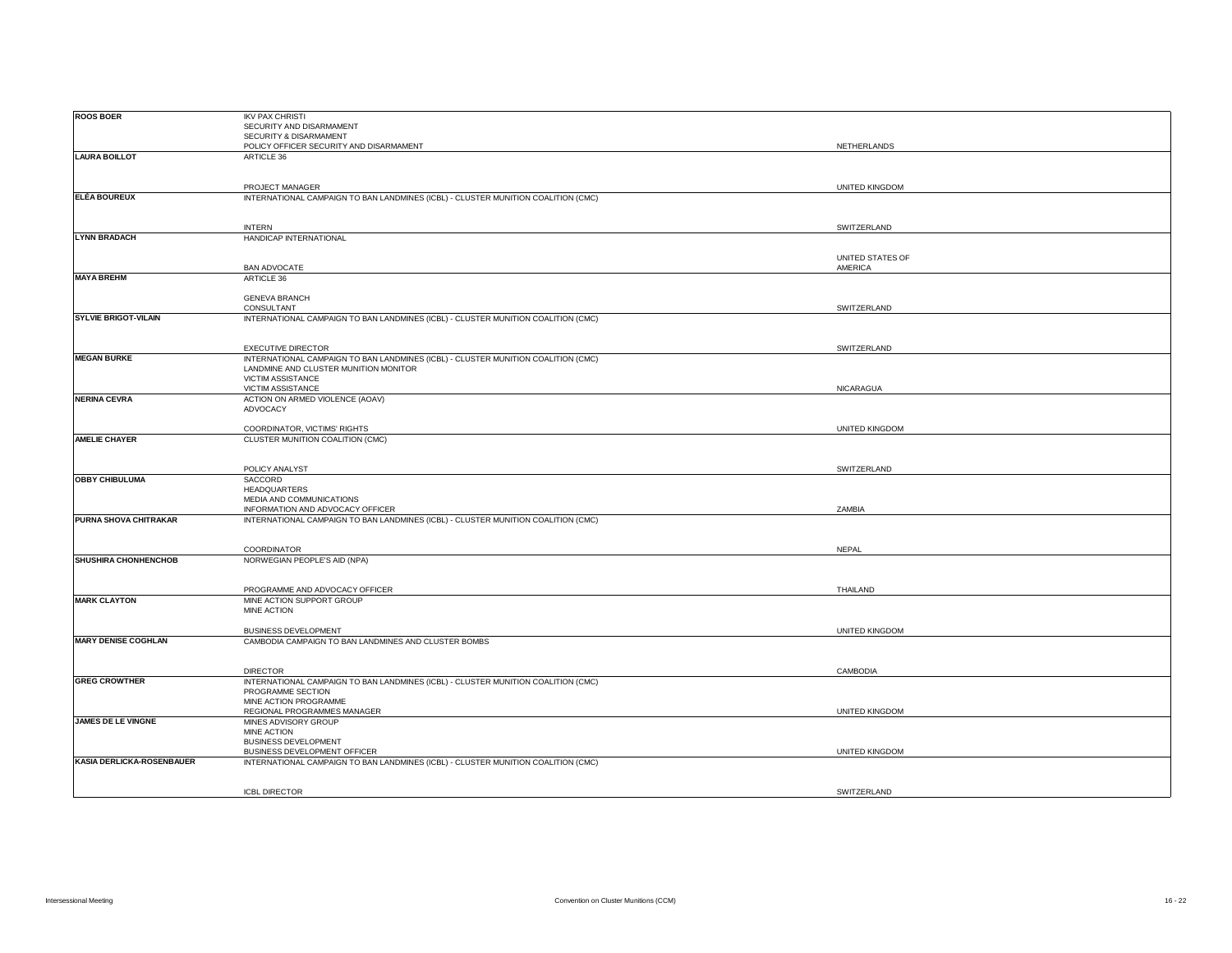| Name | Organization / Details | Country |
| --- | --- | --- |
| **ROOS BOER** | IKV PAX CHRISTI<br>SECURITY AND DISARMAMENT<br>SECURITY & DISARMAMENT<br>POLICY OFFICER SECURITY AND DISARMAMENT | NETHERLANDS |
| **LAURA BOILLOT** | ARTICLE 36<br>PROJECT MANAGER | UNITED KINGDOM |
| **ELÉA BOUREUX** | INTERNATIONAL CAMPAIGN TO BAN LANDMINES (ICBL) - CLUSTER MUNITION COALITION (CMC)<br>INTERN | SWITZERLAND |
| **LYNN BRADACH** | HANDICAP INTERNATIONAL<br>BAN ADVOCATE | UNITED STATES OF AMERICA |
| **MAYA BREHM** | ARTICLE 36<br>GENEVA BRANCH<br>CONSULTANT | SWITZERLAND |
| **SYLVIE BRIGOT-VILAIN** | INTERNATIONAL CAMPAIGN TO BAN LANDMINES (ICBL) - CLUSTER MUNITION COALITION (CMC)<br>EXECUTIVE DIRECTOR | SWITZERLAND |
| **MEGAN BURKE** | INTERNATIONAL CAMPAIGN TO BAN LANDMINES (ICBL) - CLUSTER MUNITION COALITION (CMC)<br>LANDMINE AND CLUSTER MUNITION MONITOR<br>VICTIM ASSISTANCE<br>VICTIM ASSISTANCE | NICARAGUA |
| **NERINA CEVRA** | ACTION ON ARMED VIOLENCE (AOAV)<br>ADVOCACY<br>COORDINATOR, VICTIMS' RIGHTS | UNITED KINGDOM |
| **AMELIE CHAYER** | CLUSTER MUNITION COALITION (CMC)<br>POLICY ANALYST | SWITZERLAND |
| **OBBY CHIBULUMA** | SACCORD<br>HEADQUARTERS<br>MEDIA AND COMMUNICATIONS<br>INFORMATION AND ADVOCACY OFFICER | ZAMBIA |
| **PURNA SHOVA CHITRAKAR** | INTERNATIONAL CAMPAIGN TO BAN LANDMINES (ICBL) - CLUSTER MUNITION COALITION (CMC)<br>COORDINATOR | NEPAL |
| **SHUSHIRA CHONHENCHOB** | NORWEGIAN PEOPLE'S AID (NPA)<br>PROGRAMME AND ADVOCACY OFFICER | THAILAND |
| **MARK CLAYTON** | MINE ACTION SUPPORT GROUP<br>MINE ACTION<br>BUSINESS DEVELOPMENT | UNITED KINGDOM |
| **MARY DENISE COGHLAN** | CAMBODIA CAMPAIGN TO BAN LANDMINES AND CLUSTER BOMBS<br>DIRECTOR | CAMBODIA |
| **GREG CROWTHER** | INTERNATIONAL CAMPAIGN TO BAN LANDMINES (ICBL) - CLUSTER MUNITION COALITION (CMC)<br>PROGRAMME SECTION<br>MINE ACTION PROGRAMME<br>REGIONAL PROGRAMMES MANAGER | UNITED KINGDOM |
| **JAMES DE LE VINGNE** | MINES ADVISORY GROUP<br>MINE ACTION<br>BUSINESS DEVELOPMENT<br>BUSINESS DEVELOPMENT OFFICER | UNITED KINGDOM |
| **KASIA DERLICKA-ROSENBAUER** | INTERNATIONAL CAMPAIGN TO BAN LANDMINES (ICBL) - CLUSTER MUNITION COALITION (CMC)<br>ICBL DIRECTOR | SWITZERLAND |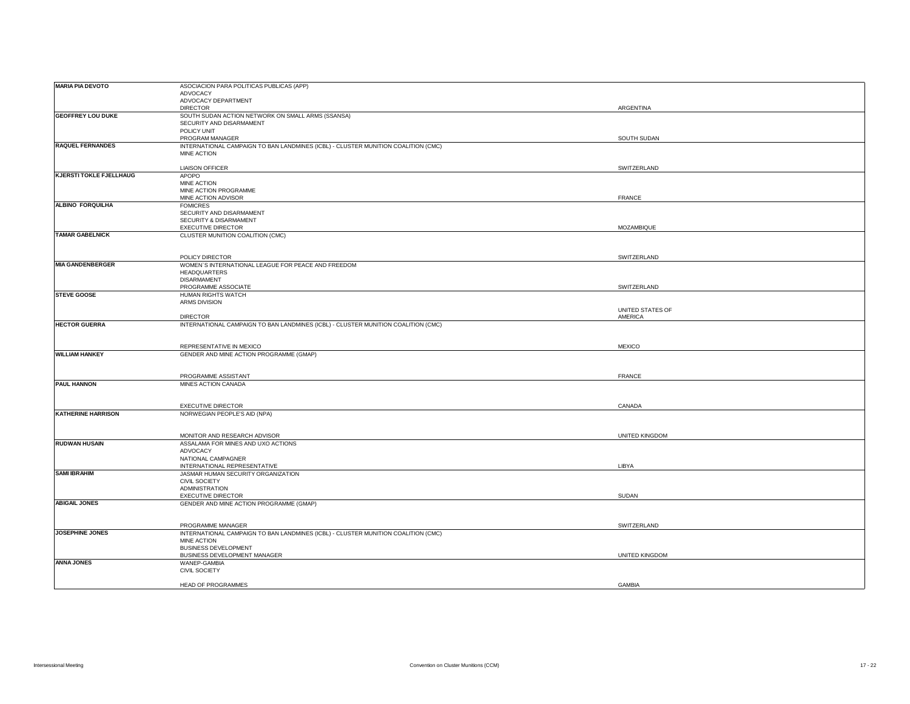| Name | Organization / Details | Country |
|---|---|---|
| **MARIA PIA DEVOTO** | ASOCIACION PARA POLITICAS PUBLICAS (APP)<br>ADVOCACY<br>ADVOCACY DEPARTMENT<br>DIRECTOR | ARGENTINA |
| **GEOFFREY LOU DUKE** | SOUTH SUDAN ACTION NETWORK ON SMALL ARMS (SSANSA)<br>SECURITY AND DISARMAMENT<br>POLICY UNIT<br>PROGRAM MANAGER | SOUTH SUDAN |
| **RAQUEL FERNANDES** | INTERNATIONAL CAMPAIGN TO BAN LANDMINES (ICBL) - CLUSTER MUNITION COALITION (CMC)<br>MINE ACTION<br><br>LIAISON OFFICER | SWITZERLAND |
| **KJERSTI TOKLE FJELLHAUG** | APOPO<br>MINE ACTION<br>MINE ACTION PROGRAMME<br>MINE ACTION ADVISOR | FRANCE |
| **ALBINO FORQUILHA** | FOMICRES<br>SECURITY AND DISARMAMENT<br>SECURITY & DISARMAMENT<br>EXECUTIVE DIRECTOR | MOZAMBIQUE |
| **TAMAR GABELNICK** | CLUSTER MUNITION COALITION (CMC)<br><br><br>POLICY DIRECTOR | SWITZERLAND |
| **MIA GANDENBERGER** | WOMEN`S INTERNATIONAL LEAGUE FOR PEACE AND FREEDOM<br>HEADQUARTERS<br>DISARMAMENT<br>PROGRAMME ASSOCIATE | SWITZERLAND |
| **STEVE GOOSE** | HUMAN RIGHTS WATCH<br>ARMS DIVISION<br><br>DIRECTOR | UNITED STATES OF AMERICA |
| **HECTOR GUERRA** | INTERNATIONAL CAMPAIGN TO BAN LANDMINES (ICBL) - CLUSTER MUNITION COALITION (CMC)<br><br><br>REPRESENTATIVE IN MEXICO | MEXICO |
| **WILLIAM HANKEY** | GENDER AND MINE ACTION PROGRAMME (GMAP)<br><br><br>PROGRAMME ASSISTANT | FRANCE |
| **PAUL HANNON** | MINES ACTION CANADA<br><br><br>EXECUTIVE DIRECTOR | CANADA |
| **KATHERINE HARRISON** | NORWEGIAN PEOPLE'S AID (NPA)<br><br><br>MONITOR AND RESEARCH ADVISOR | UNITED KINGDOM |
| **RUDWAN HUSAIN** | ASSALAMA FOR MINES AND UXO ACTIONS<br>ADVOCACY<br>NATIONAL CAMPAGNER<br>INTERNATIONAL REPRESENTATIVE | LIBYA |
| **SAMI IBRAHIM** | JASMAR HUMAN SECURITY ORGANIZATION<br>CIVIL SOCIETY<br>ADMINISTRATION<br>EXECUTIVE DIRECTOR | SUDAN |
| **ABIGAIL JONES** | GENDER AND MINE ACTION PROGRAMME (GMAP)<br><br><br>PROGRAMME MANAGER | SWITZERLAND |
| **JOSEPHINE JONES** | INTERNATIONAL CAMPAIGN TO BAN LANDMINES (ICBL) - CLUSTER MUNITION COALITION (CMC)<br>MINE ACTION<br>BUSINESS DEVELOPMENT<br>BUSINESS DEVELOPMENT MANAGER | UNITED KINGDOM |
| **ANNA JONES** | WANEP-GAMBIA<br>CIVIL SOCIETY<br><br>HEAD OF PROGRAMMES | GAMBIA |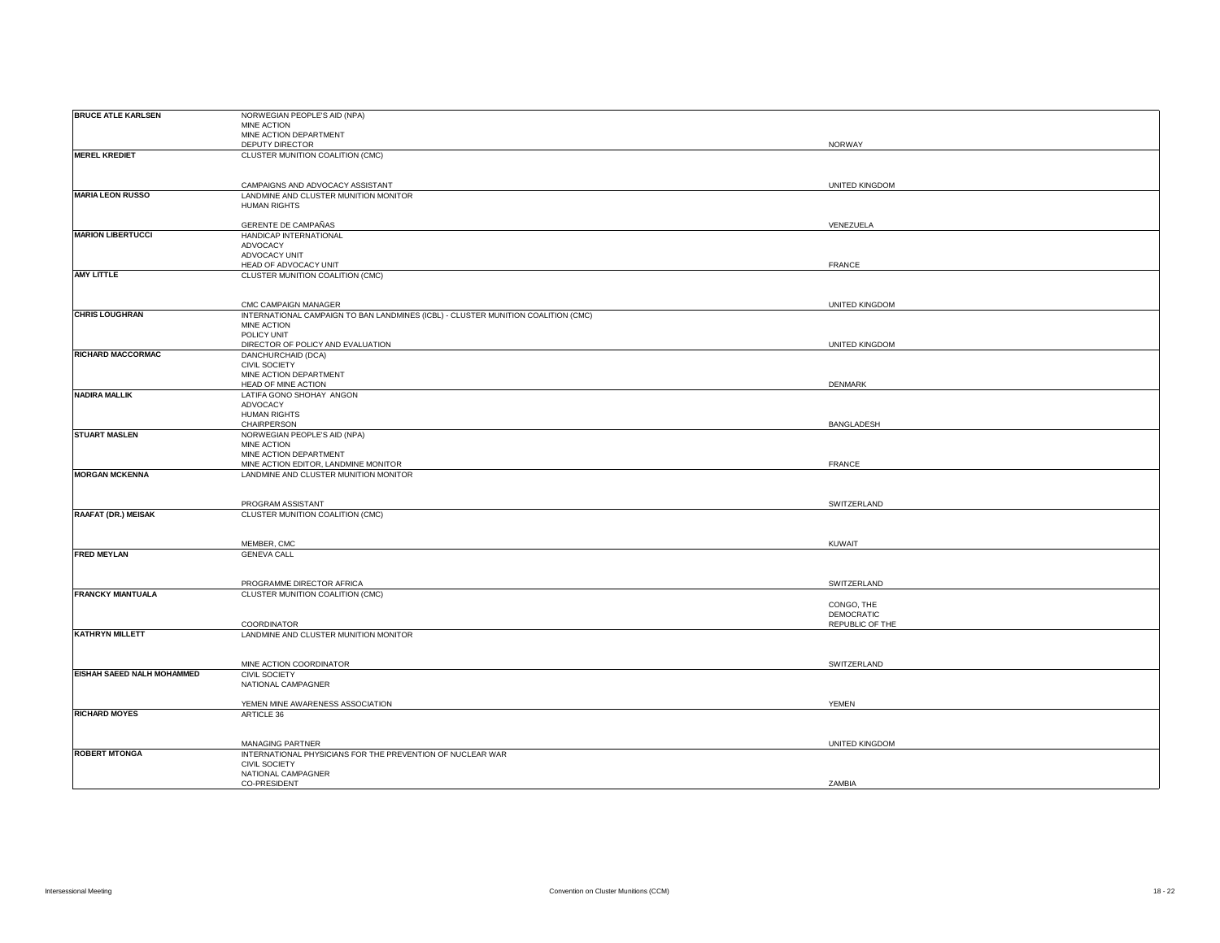| Name | Organization / Details | Country |
|---|---|---|
| **BRUCE ATLE KARLSEN** | NORWEGIAN PEOPLE'S AID (NPA)<br>MINE ACTION<br>MINE ACTION DEPARTMENT<br>DEPUTY DIRECTOR | NORWAY |
| **MEREL KREDIET** | CLUSTER MUNITION COALITION (CMC)<br>CAMPAIGNS AND ADVOCACY ASSISTANT | UNITED KINGDOM |
| **MARIA LEON RUSSO** | LANDMINE AND CLUSTER MUNITION MONITOR<br>HUMAN RIGHTS<br>GERENTE DE CAMPAÑAS | VENEZUELA |
| **MARION LIBERTUCCI** | HANDICAP INTERNATIONAL<br>ADVOCACY<br>ADVOCACY UNIT<br>HEAD OF ADVOCACY UNIT | FRANCE |
| **AMY LITTLE** | CLUSTER MUNITION COALITION (CMC)<br>CMC CAMPAIGN MANAGER | UNITED KINGDOM |
| **CHRIS LOUGHRAN** | INTERNATIONAL CAMPAIGN TO BAN LANDMINES (ICBL) - CLUSTER MUNITION COALITION (CMC)<br>MINE ACTION<br>POLICY UNIT<br>DIRECTOR OF POLICY AND EVALUATION | UNITED KINGDOM |
| **RICHARD MACCORMAC** | DANCHURCHAID (DCA)<br>CIVIL SOCIETY<br>MINE ACTION DEPARTMENT<br>HEAD OF MINE ACTION | DENMARK |
| **NADIRA MALLIK** | LATIFA GONO SHOHAY ANGON<br>ADVOCACY<br>HUMAN RIGHTS<br>CHAIRPERSON | BANGLADESH |
| **STUART MASLEN** | NORWEGIAN PEOPLE'S AID (NPA)<br>MINE ACTION<br>MINE ACTION DEPARTMENT<br>MINE ACTION EDITOR, LANDMINE MONITOR | FRANCE |
| **MORGAN MCKENNA** | LANDMINE AND CLUSTER MUNITION MONITOR<br>PROGRAM ASSISTANT | SWITZERLAND |
| **RAAFAT (DR.) MEISAK** | CLUSTER MUNITION COALITION (CMC)<br>MEMBER, CMC | KUWAIT |
| **FRED MEYLAN** | GENEVA CALL<br>PROGRAMME DIRECTOR AFRICA | SWITZERLAND |
| **FRANCKY MIANTUALA** | CLUSTER MUNITION COALITION (CMC)<br>COORDINATOR | CONGO, THE DEMOCRATIC REPUBLIC OF THE |
| **KATHRYN MILLETT** | LANDMINE AND CLUSTER MUNITION MONITOR<br>MINE ACTION COORDINATOR | SWITZERLAND |
| **EISHAH SAEED NALH MOHAMMED** | CIVIL SOCIETY<br>NATIONAL CAMPAGNER<br>YEMEN MINE AWARENESS ASSOCIATION | YEMEN |
| **RICHARD MOYES** | ARTICLE 36<br>MANAGING PARTNER | UNITED KINGDOM |
| **ROBERT MTONGA** | INTERNATIONAL PHYSICIANS FOR THE PREVENTION OF NUCLEAR WAR<br>CIVIL SOCIETY<br>NATIONAL CAMPAGNER<br>CO-PRESIDENT | ZAMBIA |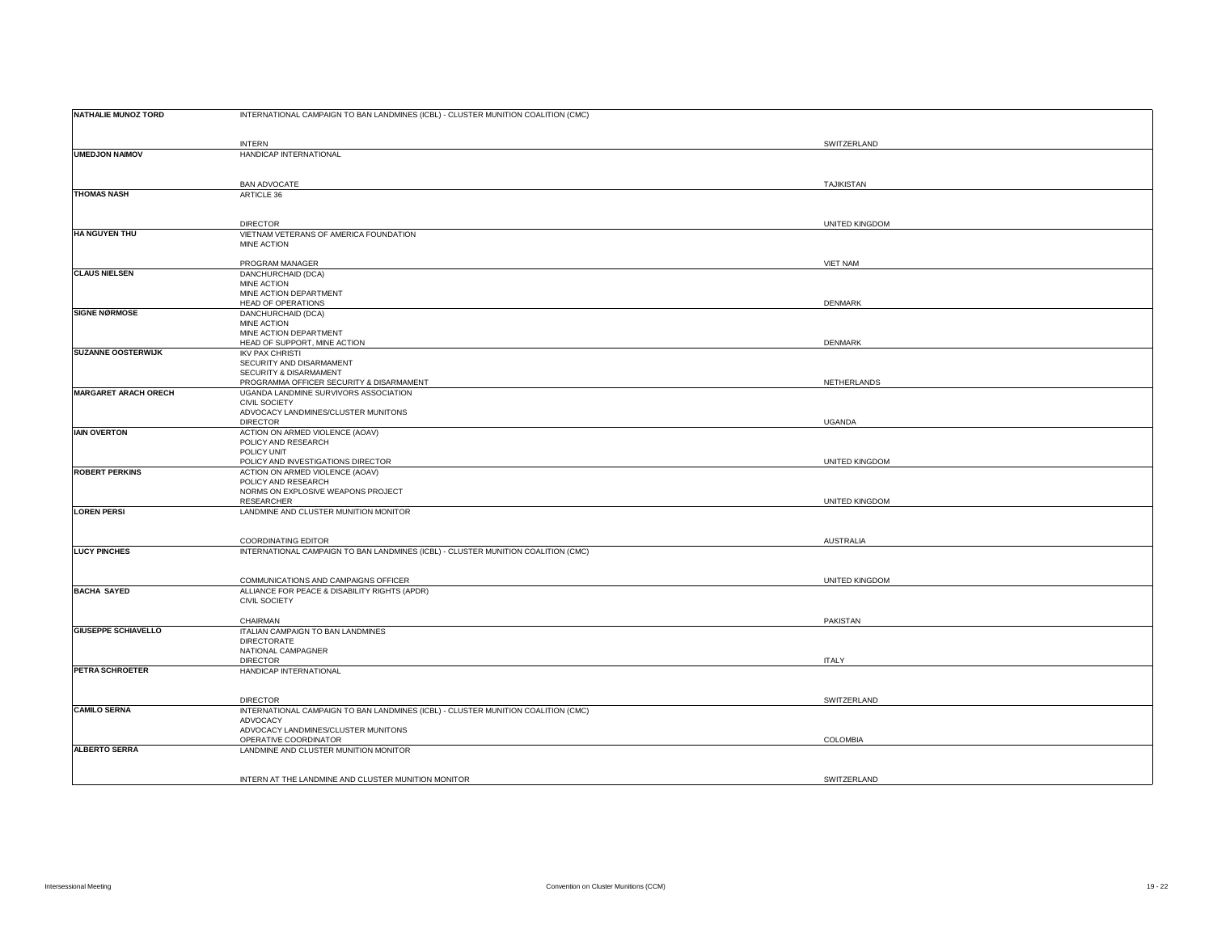| Name | Organization / Details | Country |
| --- | --- | --- |
| **NATHALIE MUNOZ TORD** | INTERNATIONAL CAMPAIGN TO BAN LANDMINES (ICBL) - CLUSTER MUNITION COALITION (CMC)<br><br>INTERN | SWITZERLAND |
| **UMEDJON NAIMOV** | HANDICAP INTERNATIONAL<br><br>BAN ADVOCATE | TAJIKISTAN |
| **THOMAS NASH** | ARTICLE 36<br><br>DIRECTOR | UNITED KINGDOM |
| **HA NGUYEN THU** | VIETNAM VETERANS OF AMERICA FOUNDATION<br>MINE ACTION<br><br>PROGRAM MANAGER | VIET NAM |
| **CLAUS NIELSEN** | DANCHURCHAID (DCA)<br>MINE ACTION<br>MINE ACTION DEPARTMENT<br>HEAD OF OPERATIONS | DENMARK |
| **SIGNE NØRMOSE** | DANCHURCHAID (DCA)<br>MINE ACTION<br>MINE ACTION DEPARTMENT<br>HEAD OF SUPPORT, MINE ACTION | DENMARK |
| **SUZANNE OOSTERWIJK** | IKV PAX CHRISTI<br>SECURITY AND DISARMAMENT<br>SECURITY & DISARMAMENT<br>PROGRAMMA OFFICER SECURITY & DISARMAMENT | NETHERLANDS |
| **MARGARET ARACH ORECH** | UGANDA LANDMINE SURVIVORS ASSOCIATION<br>CIVIL SOCIETY<br>ADVOCACY LANDMINES/CLUSTER MUNITONS<br>DIRECTOR | UGANDA |
| **IAIN OVERTON** | ACTION ON ARMED VIOLENCE (AOAV)<br>POLICY AND RESEARCH<br>POLICY UNIT<br>POLICY AND INVESTIGATIONS DIRECTOR | UNITED KINGDOM |
| **ROBERT PERKINS** | ACTION ON ARMED VIOLENCE (AOAV)<br>POLICY AND RESEARCH<br>NORMS ON EXPLOSIVE WEAPONS PROJECT<br>RESEARCHER | UNITED KINGDOM |
| **LOREN PERSI** | LANDMINE AND CLUSTER MUNITION MONITOR<br><br>COORDINATING EDITOR | AUSTRALIA |
| **LUCY PINCHES** | INTERNATIONAL CAMPAIGN TO BAN LANDMINES (ICBL) - CLUSTER MUNITION COALITION (CMC)<br><br>COMMUNICATIONS AND CAMPAIGNS OFFICER | UNITED KINGDOM |
| **BACHA SAYED** | ALLIANCE FOR PEACE & DISABILITY RIGHTS (APDR)<br>CIVIL SOCIETY<br><br>CHAIRMAN | PAKISTAN |
| **GIUSEPPE SCHIAVELLO** | ITALIAN CAMPAIGN TO BAN LANDMINES<br>DIRECTORATE<br>NATIONAL CAMPAGNER<br>DIRECTOR | ITALY |
| **PETRA SCHROETER** | HANDICAP INTERNATIONAL<br><br>DIRECTOR | SWITZERLAND |
| **CAMILO SERNA** | INTERNATIONAL CAMPAIGN TO BAN LANDMINES (ICBL) - CLUSTER MUNITION COALITION (CMC)<br>ADVOCACY<br>ADVOCACY LANDMINES/CLUSTER MUNITONS<br>OPERATIVE COORDINATOR | COLOMBIA |
| **ALBERTO SERRA** | LANDMINE AND CLUSTER MUNITION MONITOR<br><br>INTERN AT THE LANDMINE AND CLUSTER MUNITION MONITOR | SWITZERLAND |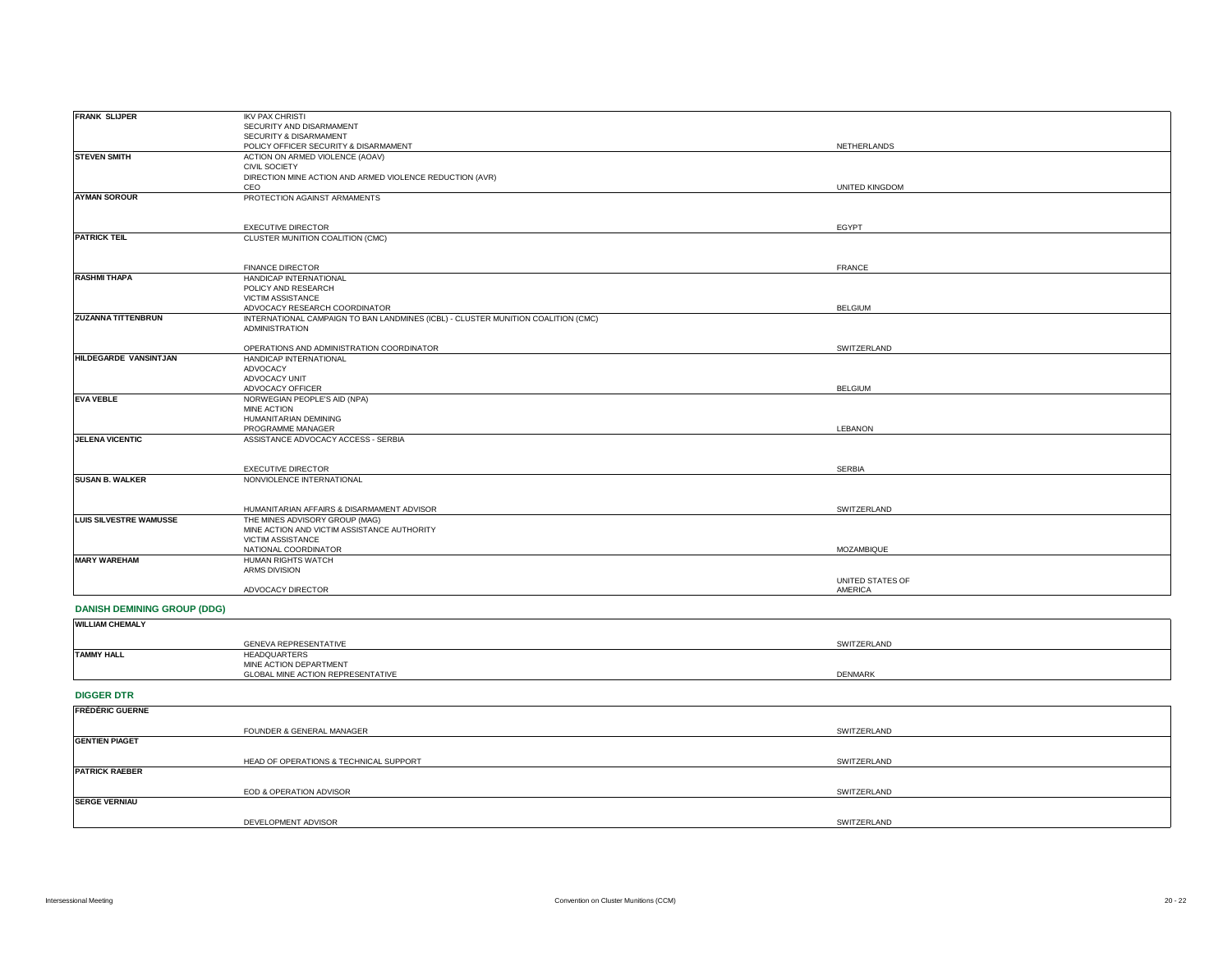| Name | Organization / Details | Country |
|---|---|---|
| **FRANK SLIJPER** | IKV PAX CHRISTI<br>SECURITY AND DISARMAMENT<br>SECURITY & DISARMAMENT<br>POLICY OFFICER SECURITY & DISARMAMENT | NETHERLANDS |
| **STEVEN SMITH** | ACTION ON ARMED VIOLENCE (AOAV)<br>CIVIL SOCIETY<br>DIRECTION MINE ACTION AND ARMED VIOLENCE REDUCTION (AVR)<br>CEO | UNITED KINGDOM |
| **AYMAN SOROUR** | PROTECTION AGAINST ARMAMENTS<br>EXECUTIVE DIRECTOR | EGYPT |
| **PATRICK TEIL** | CLUSTER MUNITION COALITION (CMC)<br>FINANCE DIRECTOR | FRANCE |
| **RASHMI THAPA** | HANDICAP INTERNATIONAL<br>POLICY AND RESEARCH<br>VICTIM ASSISTANCE<br>ADVOCACY RESEARCH COORDINATOR | BELGIUM |
| **ZUZANNA TITTENBRUN** | INTERNATIONAL CAMPAIGN TO BAN LANDMINES (ICBL) - CLUSTER MUNITION COALITION (CMC)<br>ADMINISTRATION<br>OPERATIONS AND ADMINISTRATION COORDINATOR | SWITZERLAND |
| **HILDEGARDE VANSINTJAN** | HANDICAP INTERNATIONAL<br>ADVOCACY<br>ADVOCACY UNIT<br>ADVOCACY OFFICER | BELGIUM |
| **EVA VEBLE** | NORWEGIAN PEOPLE'S AID (NPA)<br>MINE ACTION<br>HUMANITARIAN DEMINING<br>PROGRAMME MANAGER | LEBANON |
| **JELENA VICENTIC** | ASSISTANCE ADVOCACY ACCESS - SERBIA<br>EXECUTIVE DIRECTOR | SERBIA |
| **SUSAN B. WALKER** | NONVIOLENCE INTERNATIONAL<br>HUMANITARIAN AFFAIRS & DISARMAMENT ADVISOR | SWITZERLAND |
| **LUIS SILVESTRE WAMUSSE** | THE MINES ADVISORY GROUP (MAG)<br>MINE ACTION AND VICTIM ASSISTANCE AUTHORITY<br>VICTIM ASSISTANCE<br>NATIONAL COORDINATOR | MOZAMBIQUE |
| **MARY WAREHAM** | HUMAN RIGHTS WATCH<br>ARMS DIVISION<br>ADVOCACY DIRECTOR | UNITED STATES OF AMERICA |

### DANISH DEMINING GROUP (DDG)

| Name | Organization / Details | Country |
|---|---|---|
| **WILLIAM CHEMALY** | GENEVA REPRESENTATIVE | SWITZERLAND |
| **TAMMY HALL** | HEADQUARTERS<br>MINE ACTION DEPARTMENT<br>GLOBAL MINE ACTION REPRESENTATIVE | DENMARK |

### DIGGER DTR

| Name | Organization / Details | Country |
|---|---|---|
| **FRÉDÉRIC GUERNE** | FOUNDER & GENERAL MANAGER | SWITZERLAND |
| **GENTIEN PIAGET** | HEAD OF OPERATIONS & TECHNICAL SUPPORT | SWITZERLAND |
| **PATRICK RAEBER** | EOD & OPERATION ADVISOR | SWITZERLAND |
| **SERGE VERNIAU** | DEVELOPMENT ADVISOR | SWITZERLAND |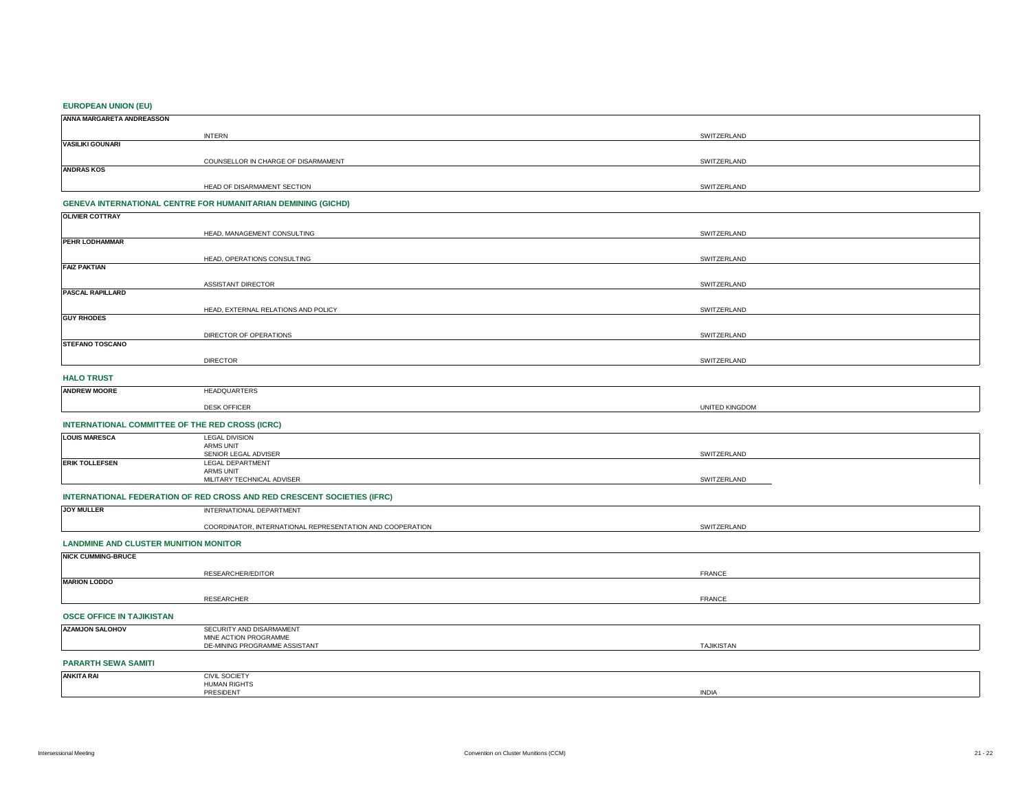## EUROPEAN UNION (EU)

| Name | Position | Country |
|---|---|---|
| **ANNA MARGARETA ANDREASSON** | INTERN | SWITZERLAND |
| **VASILIKI GOUNARI** | COUNSELLOR IN CHARGE OF DISARMAMENT | SWITZERLAND |
| **ANDRAS KOS** | HEAD OF DISARMAMENT SECTION | SWITZERLAND |

## GENEVA INTERNATIONAL CENTRE FOR HUMANITARIAN DEMINING (GICHD)

| Name | Position | Country |
|---|---|---|
| **OLIVIER COTTRAY** | HEAD, MANAGEMENT CONSULTING | SWITZERLAND |
| **PEHR LODHAMMAR** | HEAD, OPERATIONS CONSULTING | SWITZERLAND |
| **FAIZ PAKTIAN** | ASSISTANT DIRECTOR | SWITZERLAND |
| **PASCAL RAPILLARD** | HEAD, EXTERNAL RELATIONS AND POLICY | SWITZERLAND |
| **GUY RHODES** | DIRECTOR OF OPERATIONS | SWITZERLAND |
| **STEFANO TOSCANO** | DIRECTOR | SWITZERLAND |

## HALO TRUST

| Name | Position | Country |
|---|---|---|
| **ANDREW MOORE** | HEADQUARTERS<br>DESK OFFICER | UNITED KINGDOM |

## INTERNATIONAL COMMITTEE OF THE RED CROSS (ICRC)

| Name | Position | Country |
|---|---|---|
| **LOUIS MARESCA** | LEGAL DIVISION<br>ARMS UNIT<br>SENIOR LEGAL ADVISER | SWITZERLAND |
| **ERIK TOLLEFSEN** | LEGAL DEPARTMENT<br>ARMS UNIT<br>MILITARY TECHNICAL ADVISER | SWITZERLAND |

## INTERNATIONAL FEDERATION OF RED CROSS AND RED CRESCENT SOCIETIES (IFRC)

| Name | Position | Country |
|---|---|---|
| **JOY MULLER** | INTERNATIONAL DEPARTMENT<br>COORDINATOR, INTERNATIONAL REPRESENTATION AND COOPERATION | SWITZERLAND |

## LANDMINE AND CLUSTER MUNITION MONITOR

| Name | Position | Country |
|---|---|---|
| **NICK CUMMING-BRUCE** | RESEARCHER/EDITOR | FRANCE |
| **MARION LODDO** | RESEARCHER | FRANCE |

## OSCE OFFICE IN TAJIKISTAN

| Name | Position | Country |
|---|---|---|
| **AZAMJON SALOHOV** | SECURITY AND DISARMAMENT<br>MINE ACTION PROGRAMME<br>DE-MINING PROGRAMME ASSISTANT | TAJIKISTAN |

## PARARTH SEWA SAMITI

| Name | Position | Country |
|---|---|---|
| **ANKITA RAI** | CIVIL SOCIETY<br>HUMAN RIGHTS<br>PRESIDENT | INDIA |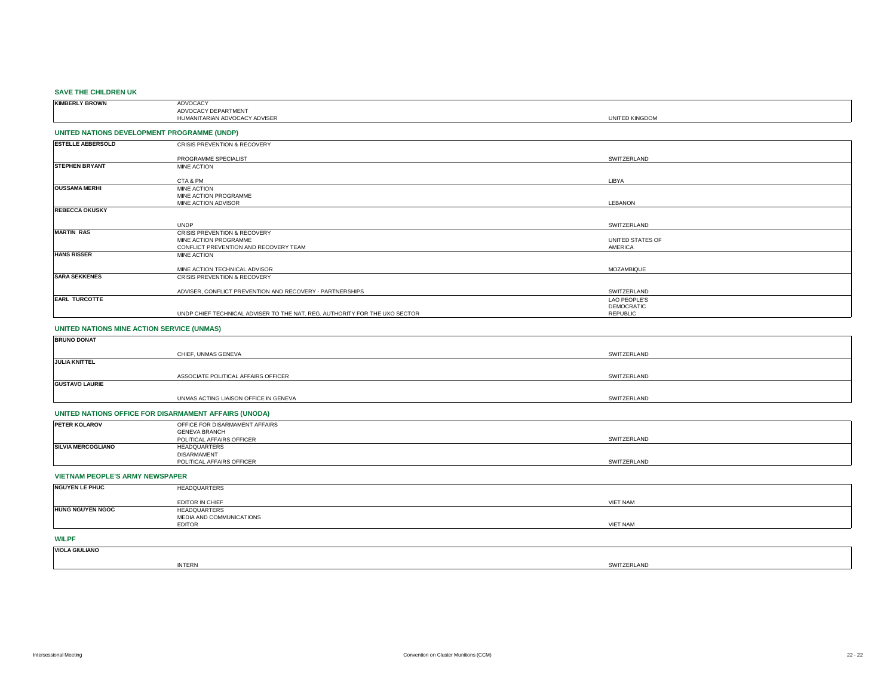## SAVE THE CHILDREN UK

| | | |
|---|---|---|
| **KIMBERLY BROWN** | ADVOCACY<br>ADVOCACY DEPARTMENT<br>HUMANITARIAN ADVOCACY ADVISER | UNITED KINGDOM |

## UNITED NATIONS DEVELOPMENT PROGRAMME (UNDP)

| | | |
|---|---|---|
| **ESTELLE AEBERSOLD** | CRISIS PREVENTION & RECOVERY<br>PROGRAMME SPECIALIST | SWITZERLAND |
| **STEPHEN BRYANT** | MINE ACTION<br>CTA & PM | LIBYA |
| **OUSSAMA MERHI** | MINE ACTION<br>MINE ACTION PROGRAMME<br>MINE ACTION ADVISOR | LEBANON |
| **REBECCA OKUSKY** | UNDP | SWITZERLAND |
| **MARTIN RAS** | CRISIS PREVENTION & RECOVERY<br>MINE ACTION PROGRAMME<br>CONFLICT PREVENTION AND RECOVERY TEAM | UNITED STATES OF AMERICA |
| **HANS RISSER** | MINE ACTION<br>MINE ACTION TECHNICAL ADVISOR | MOZAMBIQUE |
| **SARA SEKKENES** | CRISIS PREVENTION & RECOVERY<br>ADVISER, CONFLICT PREVENTION AND RECOVERY - PARTNERSHIPS | SWITZERLAND |
| **EARL TURCOTTE** | UNDP CHIEF TECHNICAL ADVISER TO THE NAT. REG. AUTHORITY FOR THE UXO SECTOR | LAO PEOPLE'S DEMOCRATIC REPUBLIC |

## UNITED NATIONS MINE ACTION SERVICE (UNMAS)

| | | |
|---|---|---|
| **BRUNO DONAT** | CHIEF, UNMAS GENEVA | SWITZERLAND |
| **JULIA KNITTEL** | ASSOCIATE POLITICAL AFFAIRS OFFICER | SWITZERLAND |
| **GUSTAVO LAURIE** | UNMAS ACTING LIAISON OFFICE IN GENEVA | SWITZERLAND |

## UNITED NATIONS OFFICE FOR DISARMAMENT AFFAIRS (UNODA)

| | | |
|---|---|---|
| **PETER KOLAROV** | OFFICE FOR DISARMAMENT AFFAIRS<br>GENEVA BRANCH<br>POLITICAL AFFAIRS OFFICER | SWITZERLAND |
| **SILVIA MERCOGLIANO** | HEADQUARTERS<br>DISARMAMENT<br>POLITICAL AFFAIRS OFFICER | SWITZERLAND |

## VIETNAM PEOPLE'S ARMY NEWSPAPER

| | | |
|---|---|---|
| **NGUYEN LE PHUC** | HEADQUARTERS<br>EDITOR IN CHIEF | VIET NAM |
| **HUNG NGUYEN NGOC** | HEADQUARTERS<br>MEDIA AND COMMUNICATIONS<br>EDITOR | VIET NAM |

## WILPF

| | | |
|---|---|---|
| **VIOLA GIULIANO** | INTERN | SWITZERLAND |